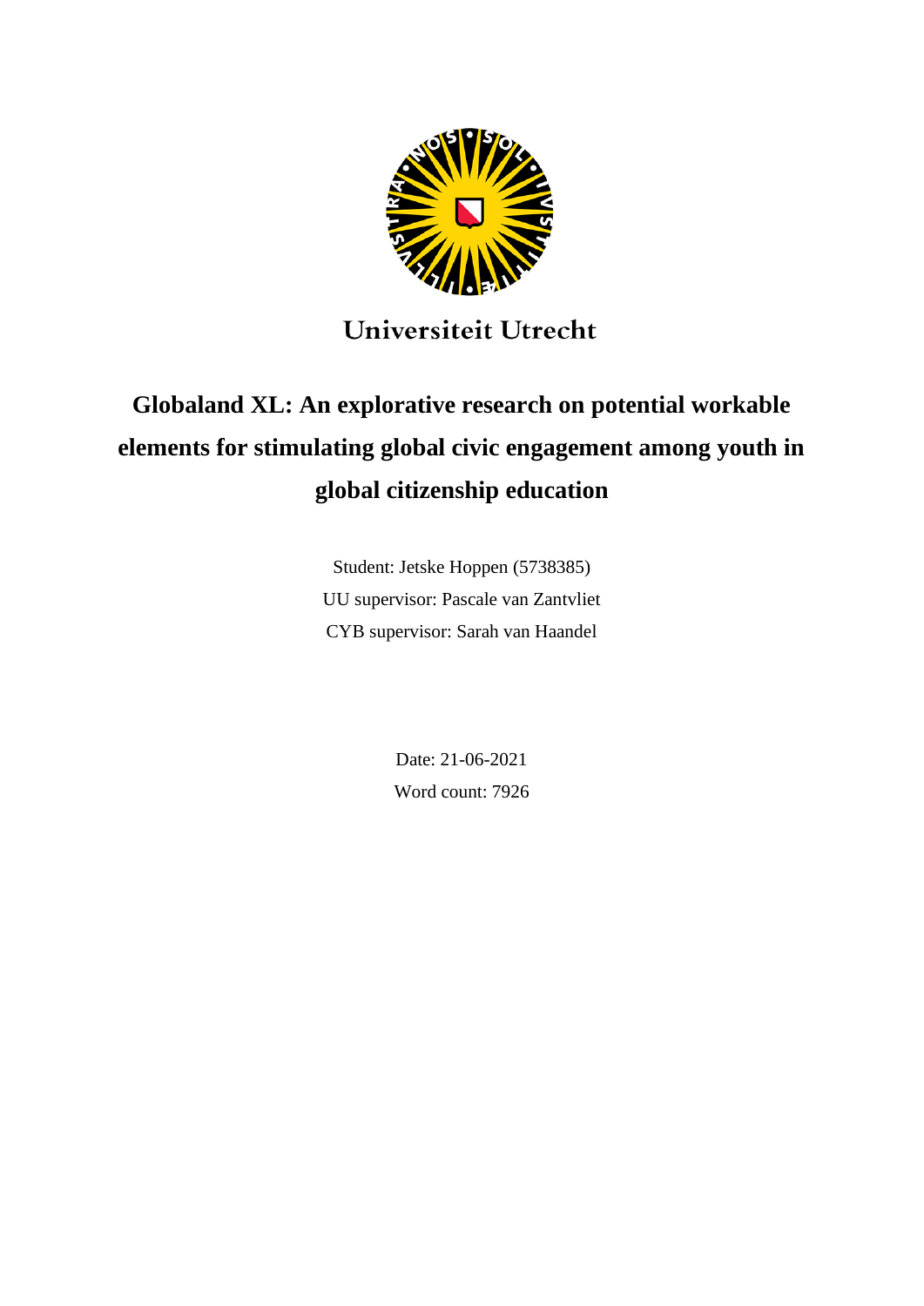Universiteit Utrecht

# Globaland XL: An explorative research on potential workable elements for stimulating global civic engagement among youth in global citizenship education

Student: Jetske Hoppen (5738385)

UU supervisor: Pascale van Zantvliet

CYB supervisor: Sarah van Haandel

Date: 21-06-2021

Word count: 7926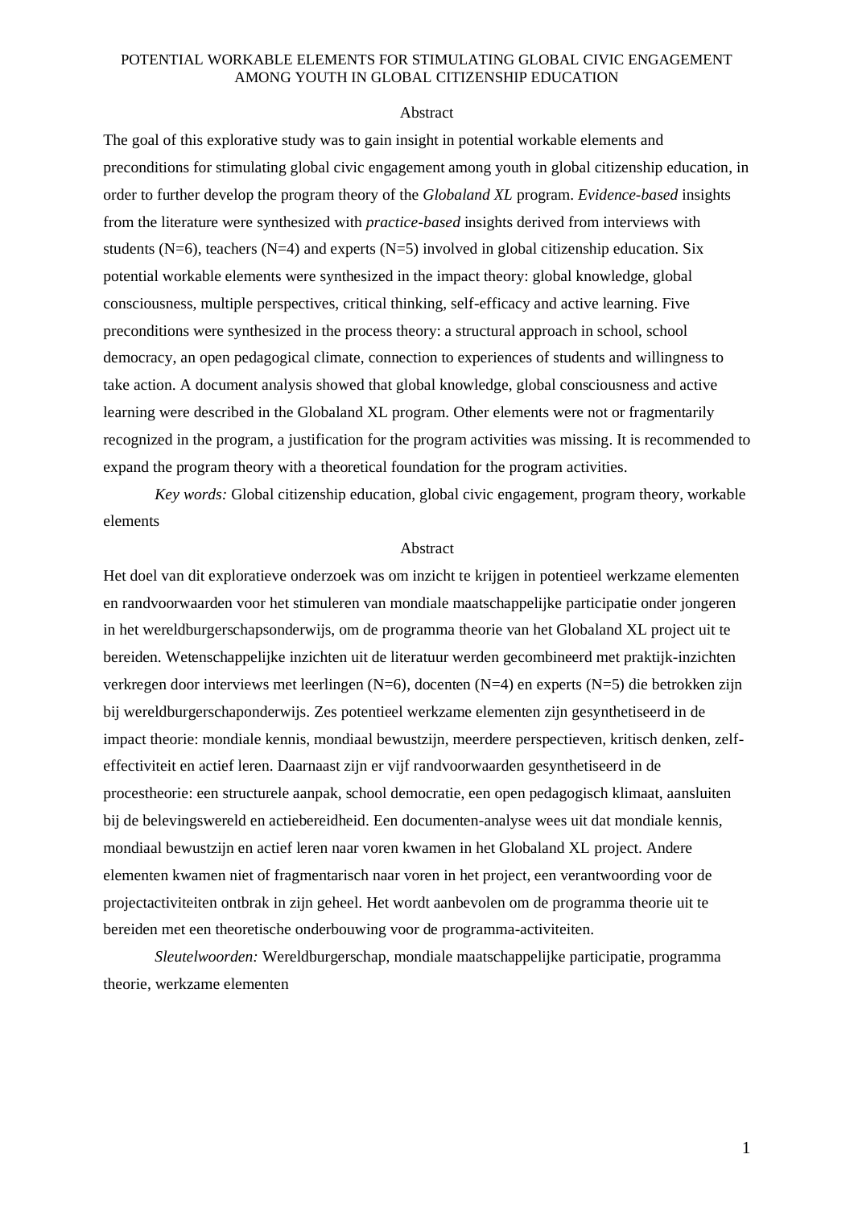POTENTIAL WORKABLE ELEMENTS FOR STIMULATING GLOBAL CIVIC ENGAGEMENT AMONG YOUTH IN GLOBAL CITIZENSHIP EDUCATION

## Abstract

The goal of this explorative study was to gain insight in potential workable elements and preconditions for stimulating global civic engagement among youth in global citizenship education, in order to further develop the program theory of the *Globaland XL* program. *Evidence-based* insights from the literature were synthesized with *practice-based* insights derived from interviews with students (N=6), teachers (N=4) and experts (N=5) involved in global citizenship education. Six potential workable elements were synthesized in the impact theory: global knowledge, global consciousness, multiple perspectives, critical thinking, self-efficacy and active learning. Five preconditions were synthesized in the process theory: a structural approach in school, school democracy, an open pedagogical climate, connection to experiences of students and willingness to take action. A document analysis showed that global knowledge, global consciousness and active learning were described in the Globaland XL program. Other elements were not or fragmentarily recognized in the program, a justification for the program activities was missing. It is recommended to expand the program theory with a theoretical foundation for the program activities.

*Key words:* Global citizenship education, global civic engagement, program theory, workable elements

## Abstract

Het doel van dit explorative onderzoek was om inzicht te krijgen in potentieel werkzame elementen en randvoorwaarden voor het stimuleren van mondiale maatschappelijke participatie onder jongeren in het wereldburgerschapsonderwijs, om de programma theorie van het Globaland XL project uit te bereiden. Wetenschappelijke inzichten uit de literatuur werden gecombineerd met praktijk-inzichten verkregen door interviews met leerlingen (N=6), docenten (N=4) en experts (N=5) die betrokken zijn bij wereldburgerschaponderwijs. Zes potentieel werkzame elementen zijn gesynthetiseerd in de impact theorie: mondiale kennis, mondiaal bewustzijn, meerdere perspectieven, kritisch denken, zelf-effectiviteit en actief leren. Daarnaast zijn er vijf randvoorwaarden gesynthetiseerd in de procestheorie: een structurele aanpak, school democratie, een open pedagogisch klimaat, aansluiten bij de belevingswereld en actiebereidheid. Een documenten-analyse wees uit dat mondiale kennis, mondiaal bewustzijn en actief leren naar voren kwamen in het Globaland XL project. Andere elementen kwamen niet of fragmentarisch naar voren in het project, een verantwoording voor de projectactiviteiten ontbrak in zijn geheel. Het wordt aanbevolen om de programma theorie uit te bereiden met een theoretische onderbouwing voor de programma-activiteiten.

*Sleutelwoorden:* Wereldburgerschap, mondiale maatschappelijke participatie, programma theorie, werkzame elementen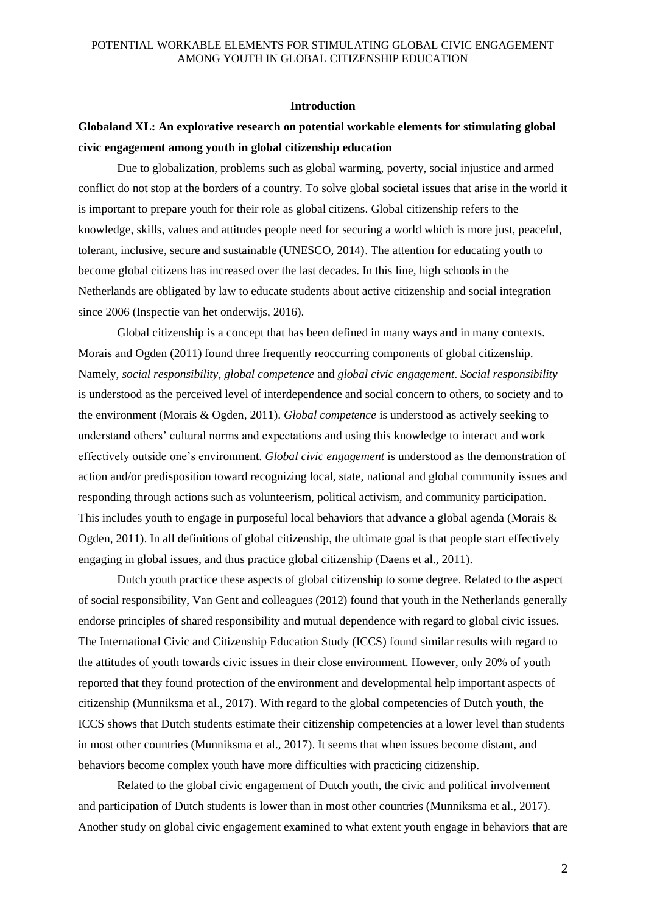## Introduction

### Globaland XL: An explorative research on potential workable elements for stimulating global civic engagement among youth in global citizenship education

Due to globalization, problems such as global warming, poverty, social injustice and armed conflict do not stop at the borders of a country. To solve global societal issues that arise in the world it is important to prepare youth for their role as global citizens. Global citizenship refers to the knowledge, skills, values and attitudes people need for securing a world which is more just, peaceful, tolerant, inclusive, secure and sustainable (UNESCO, 2014). The attention for educating youth to become global citizens has increased over the last decades. In this line, high schools in the Netherlands are obligated by law to educate students about active citizenship and social integration since 2006 (Inspectie van het onderwijs, 2016).

Global citizenship is a concept that has been defined in many ways and in many contexts. Morais and Ogden (2011) found three frequently reoccurring components of global citizenship. Namely, *social responsibility, global competence* and *global civic engagement*. *Social responsibility* is understood as the perceived level of interdependence and social concern to others, to society and to the environment (Morais & Ogden, 2011). *Global competence* is understood as actively seeking to understand others' cultural norms and expectations and using this knowledge to interact and work effectively outside one's environment. *Global civic engagement* is understood as the demonstration of action and/or predisposition toward recognizing local, state, national and global community issues and responding through actions such as volunteerism, political activism, and community participation. This includes youth to engage in purposeful local behaviors that advance a global agenda (Morais & Ogden, 2011). In all definitions of global citizenship, the ultimate goal is that people start effectively engaging in global issues, and thus practice global citizenship (Daens et al., 2011).

Dutch youth practice these aspects of global citizenship to some degree. Related to the aspect of social responsibility, Van Gent and colleagues (2012) found that youth in the Netherlands generally endorse principles of shared responsibility and mutual dependence with regard to global civic issues. The International Civic and Citizenship Education Study (ICCS) found similar results with regard to the attitudes of youth towards civic issues in their close environment. However, only 20% of youth reported that they found protection of the environment and developmental help important aspects of citizenship (Munniksma et al., 2017). With regard to the global competencies of Dutch youth, the ICCS shows that Dutch students estimate their citizenship competencies at a lower level than students in most other countries (Munniksma et al., 2017). It seems that when issues become distant, and behaviors become complex youth have more difficulties with practicing citizenship.

Related to the global civic engagement of Dutch youth, the civic and political involvement and participation of Dutch students is lower than in most other countries (Munniksma et al., 2017). Another study on global civic engagement examined to what extent youth engage in behaviors that are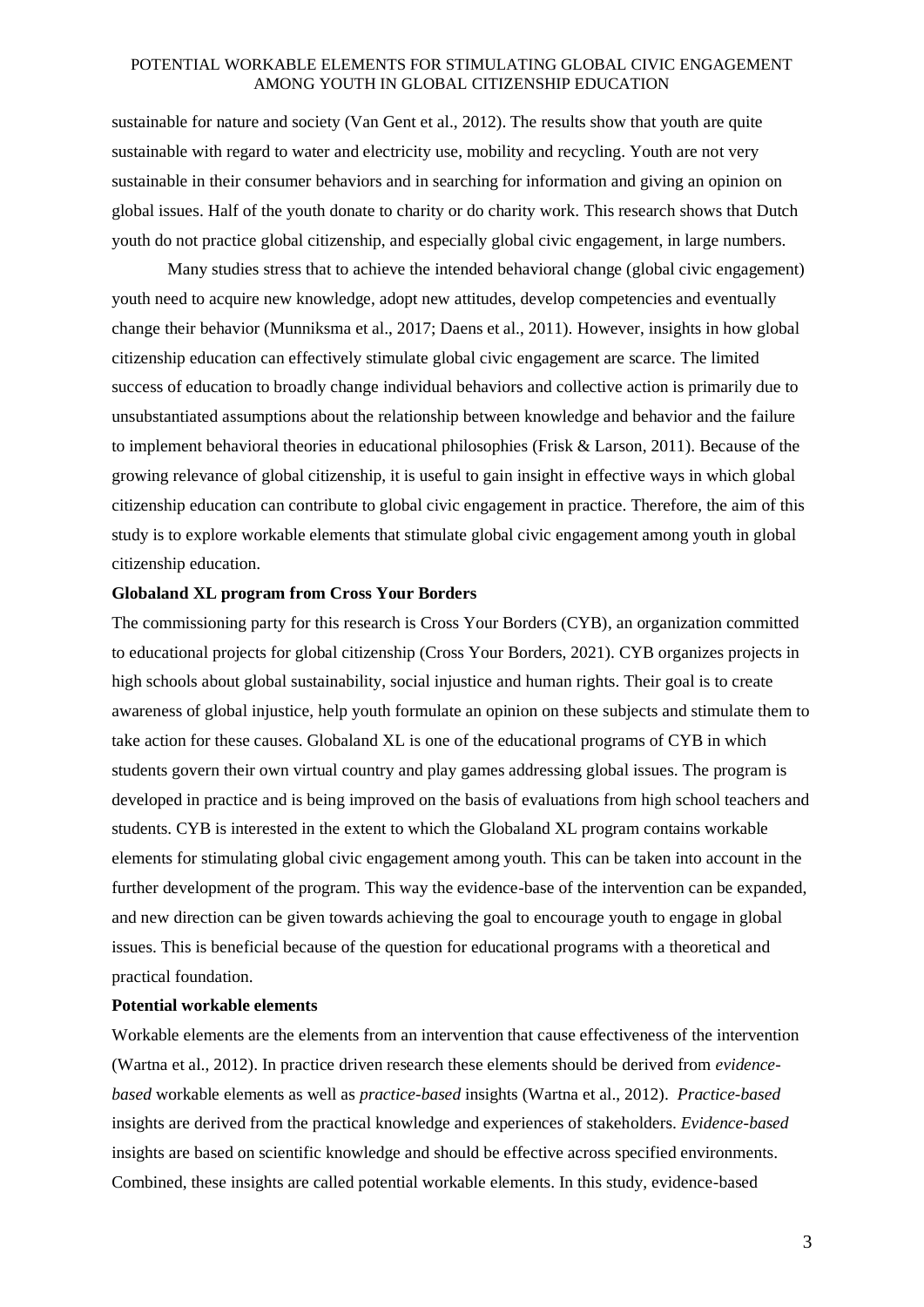sustainable for nature and society (Van Gent et al., 2012). The results show that youth are quite sustainable with regard to water and electricity use, mobility and recycling. Youth are not very sustainable in their consumer behaviors and in searching for information and giving an opinion on global issues. Half of the youth donate to charity or do charity work. This research shows that Dutch youth do not practice global citizenship, and especially global civic engagement, in large numbers.

Many studies stress that to achieve the intended behavioral change (global civic engagement) youth need to acquire new knowledge, adopt new attitudes, develop competencies and eventually change their behavior (Munniksma et al., 2017; Daens et al., 2011). However, insights in how global citizenship education can effectively stimulate global civic engagement are scarce. The limited success of education to broadly change individual behaviors and collective action is primarily due to unsubstantiated assumptions about the relationship between knowledge and behavior and the failure to implement behavioral theories in educational philosophies (Frisk & Larson, 2011). Because of the growing relevance of global citizenship, it is useful to gain insight in effective ways in which global citizenship education can contribute to global civic engagement in practice. Therefore, the aim of this study is to explore workable elements that stimulate global civic engagement among youth in global citizenship education.

**Globaland XL program from Cross Your Borders**

The commissioning party for this research is Cross Your Borders (CYB), an organization committed to educational projects for global citizenship (Cross Your Borders, 2021). CYB organizes projects in high schools about global sustainability, social injustice and human rights. Their goal is to create awareness of global injustice, help youth formulate an opinion on these subjects and stimulate them to take action for these causes. Globaland XL is one of the educational programs of CYB in which students govern their own virtual country and play games addressing global issues. The program is developed in practice and is being improved on the basis of evaluations from high school teachers and students. CYB is interested in the extent to which the Globaland XL program contains workable elements for stimulating global civic engagement among youth. This can be taken into account in the further development of the program. This way the evidence-base of the intervention can be expanded, and new direction can be given towards achieving the goal to encourage youth to engage in global issues. This is beneficial because of the question for educational programs with a theoretical and practical foundation.

**Potential workable elements**

Workable elements are the elements from an intervention that cause effectiveness of the intervention (Wartna et al., 2012). In practice driven research these elements should be derived from *evidence-based* workable elements as well as *practice-based* insights (Wartna et al., 2012). *Practice-based* insights are derived from the practical knowledge and experiences of stakeholders. *Evidence-based* insights are based on scientific knowledge and should be effective across specified environments. Combined, these insights are called potential workable elements. In this study, evidence-based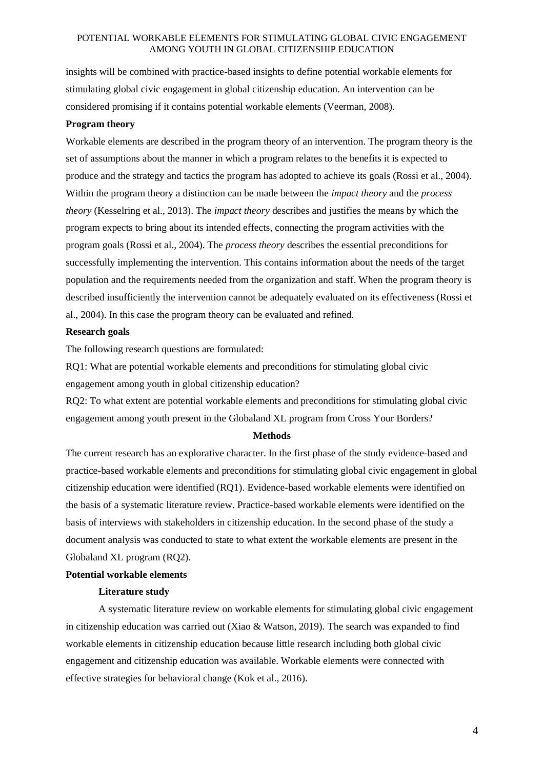insights will be combined with practice-based insights to define potential workable elements for stimulating global civic engagement in global citizenship education. An intervention can be considered promising if it contains potential workable elements (Veerman, 2008).

**Program theory**

Workable elements are described in the program theory of an intervention. The program theory is the set of assumptions about the manner in which a program relates to the benefits it is expected to produce and the strategy and tactics the program has adopted to achieve its goals (Rossi et al., 2004). Within the program theory a distinction can be made between the *impact theory* and the *process theory* (Kesselring et al., 2013). The *impact theory* describes and justifies the means by which the program expects to bring about its intended effects, connecting the program activities with the program goals (Rossi et al., 2004). The *process theory* describes the essential preconditions for successfully implementing the intervention. This contains information about the needs of the target population and the requirements needed from the organization and staff. When the program theory is described insufficiently the intervention cannot be adequately evaluated on its effectiveness (Rossi et al., 2004). In this case the program theory can be evaluated and refined.

**Research goals**

The following research questions are formulated:

RQ1: What are potential workable elements and preconditions for stimulating global civic engagement among youth in global citizenship education?

RQ2: To what extent are potential workable elements and preconditions for stimulating global civic engagement among youth present in the Globaland XL program from Cross Your Borders?

## Methods

The current research has an explorative character. In the first phase of the study evidence-based and practice-based workable elements and preconditions for stimulating global civic engagement in global citizenship education were identified (RQ1). Evidence-based workable elements were identified on the basis of a systematic literature review. Practice-based workable elements were identified on the basis of interviews with stakeholders in citizenship education. In the second phase of the study a document analysis was conducted to state to what extent the workable elements are present in the Globaland XL program (RQ2).

**Potential workable elements**

**Literature study**

A systematic literature review on workable elements for stimulating global civic engagement in citizenship education was carried out (Xiao & Watson, 2019). The search was expanded to find workable elements in citizenship education because little research including both global civic engagement and citizenship education was available. Workable elements were connected with effective strategies for behavioral change (Kok et al., 2016).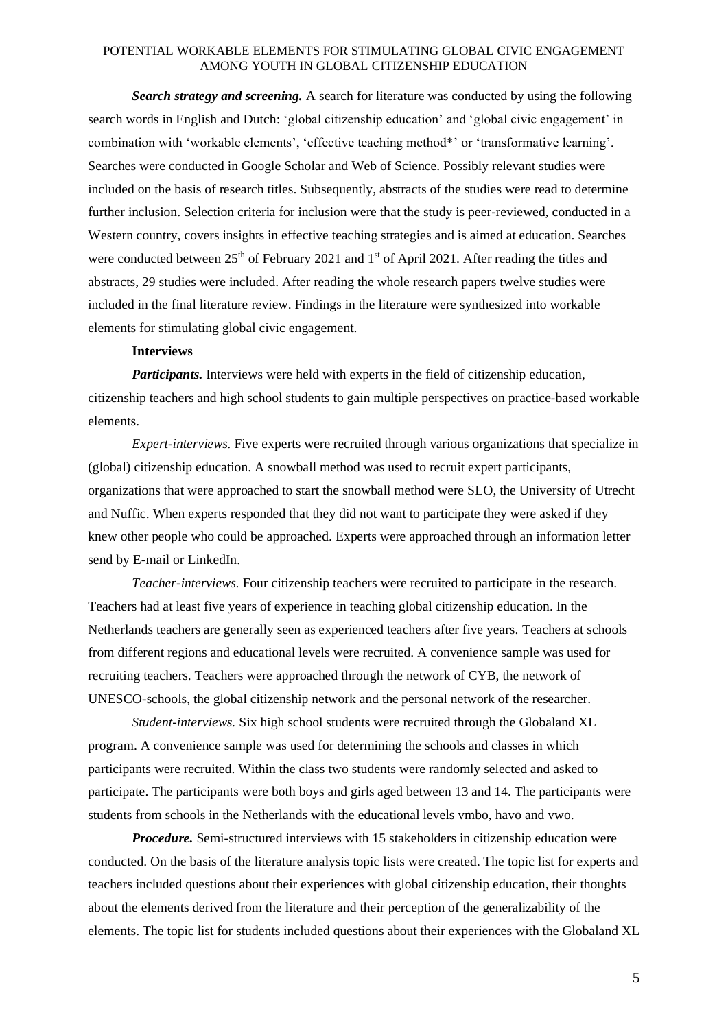***Search strategy and screening.*** A search for literature was conducted by using the following search words in English and Dutch: 'global citizenship education' and 'global civic engagement' in combination with 'workable elements', 'effective teaching method*' or 'transformative learning'. Searches were conducted in Google Scholar and Web of Science. Possibly relevant studies were included on the basis of research titles. Subsequently, abstracts of the studies were read to determine further inclusion. Selection criteria for inclusion were that the study is peer-reviewed, conducted in a Western country, covers insights in effective teaching strategies and is aimed at education. Searches were conducted between 25th of February 2021 and 1st of April 2021. After reading the titles and abstracts, 29 studies were included. After reading the whole research papers twelve studies were included in the final literature review. Findings in the literature were synthesized into workable elements for stimulating global civic engagement.

**Interviews**

***Participants.*** Interviews were held with experts in the field of citizenship education, citizenship teachers and high school students to gain multiple perspectives on practice-based workable elements.

*Expert-interviews.* Five experts were recruited through various organizations that specialize in (global) citizenship education. A snowball method was used to recruit expert participants, organizations that were approached to start the snowball method were SLO, the University of Utrecht and Nuffic. When experts responded that they did not want to participate they were asked if they knew other people who could be approached. Experts were approached through an information letter send by E-mail or LinkedIn.

*Teacher-interviews.* Four citizenship teachers were recruited to participate in the research. Teachers had at least five years of experience in teaching global citizenship education. In the Netherlands teachers are generally seen as experienced teachers after five years. Teachers at schools from different regions and educational levels were recruited. A convenience sample was used for recruiting teachers. Teachers were approached through the network of CYB, the network of UNESCO-schools, the global citizenship network and the personal network of the researcher.

*Student-interviews.* Six high school students were recruited through the Globaland XL program. A convenience sample was used for determining the schools and classes in which participants were recruited. Within the class two students were randomly selected and asked to participate. The participants were both boys and girls aged between 13 and 14. The participants were students from schools in the Netherlands with the educational levels vmbo, havo and vwo.

***Procedure.*** Semi-structured interviews with 15 stakeholders in citizenship education were conducted. On the basis of the literature analysis topic lists were created. The topic list for experts and teachers included questions about their experiences with global citizenship education, their thoughts about the elements derived from the literature and their perception of the generalizability of the elements. The topic list for students included questions about their experiences with the Globaland XL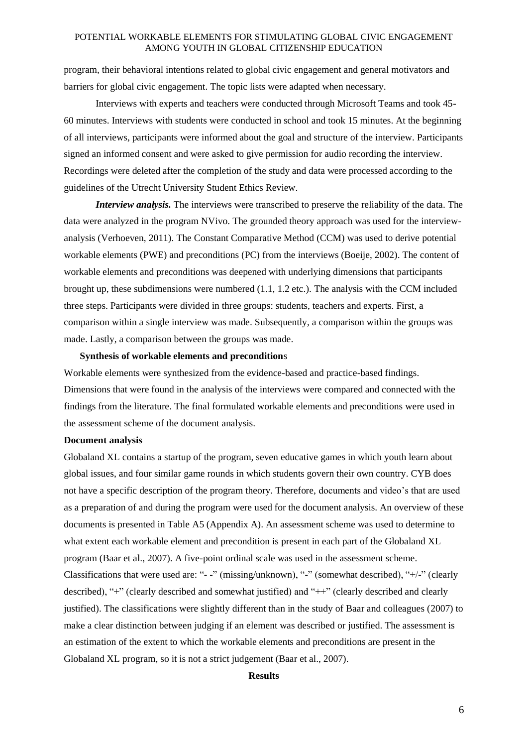program, their behavioral intentions related to global civic engagement and general motivators and barriers for global civic engagement. The topic lists were adapted when necessary.

Interviews with experts and teachers were conducted through Microsoft Teams and took 45-60 minutes. Interviews with students were conducted in school and took 15 minutes. At the beginning of all interviews, participants were informed about the goal and structure of the interview. Participants signed an informed consent and were asked to give permission for audio recording the interview. Recordings were deleted after the completion of the study and data were processed according to the guidelines of the Utrecht University Student Ethics Review.

***Interview analysis.*** The interviews were transcribed to preserve the reliability of the data. The data were analyzed in the program NVivo. The grounded theory approach was used for the interview-analysis (Verhoeven, 2011). The Constant Comparative Method (CCM) was used to derive potential workable elements (PWE) and preconditions (PC) from the interviews (Boeije, 2002). The content of workable elements and preconditions was deepened with underlying dimensions that participants brought up, these subdimensions were numbered (1.1, 1.2 etc.). The analysis with the CCM included three steps. Participants were divided in three groups: students, teachers and experts. First, a comparison within a single interview was made. Subsequently, a comparison within the groups was made. Lastly, a comparison between the groups was made.

**Synthesis of workable elements and preconditions**

Workable elements were synthesized from the evidence-based and practice-based findings. Dimensions that were found in the analysis of the interviews were compared and connected with the findings from the literature. The final formulated workable elements and preconditions were used in the assessment scheme of the document analysis.

**Document analysis**

Globaland XL contains a startup of the program, seven educative games in which youth learn about global issues, and four similar game rounds in which students govern their own country. CYB does not have a specific description of the program theory. Therefore, documents and video's that are used as a preparation of and during the program were used for the document analysis. An overview of these documents is presented in Table A5 (Appendix A). An assessment scheme was used to determine to what extent each workable element and precondition is present in each part of the Globaland XL program (Baar et al., 2007). A five-point ordinal scale was used in the assessment scheme. Classifications that were used are: "- -" (missing/unknown), "-" (somewhat described), "+/-" (clearly described), "+" (clearly described and somewhat justified) and "++" (clearly described and clearly justified). The classifications were slightly different than in the study of Baar and colleagues (2007) to make a clear distinction between judging if an element was described or justified. The assessment is an estimation of the extent to which the workable elements and preconditions are present in the Globaland XL program, so it is not a strict judgement (Baar et al., 2007).

**Results**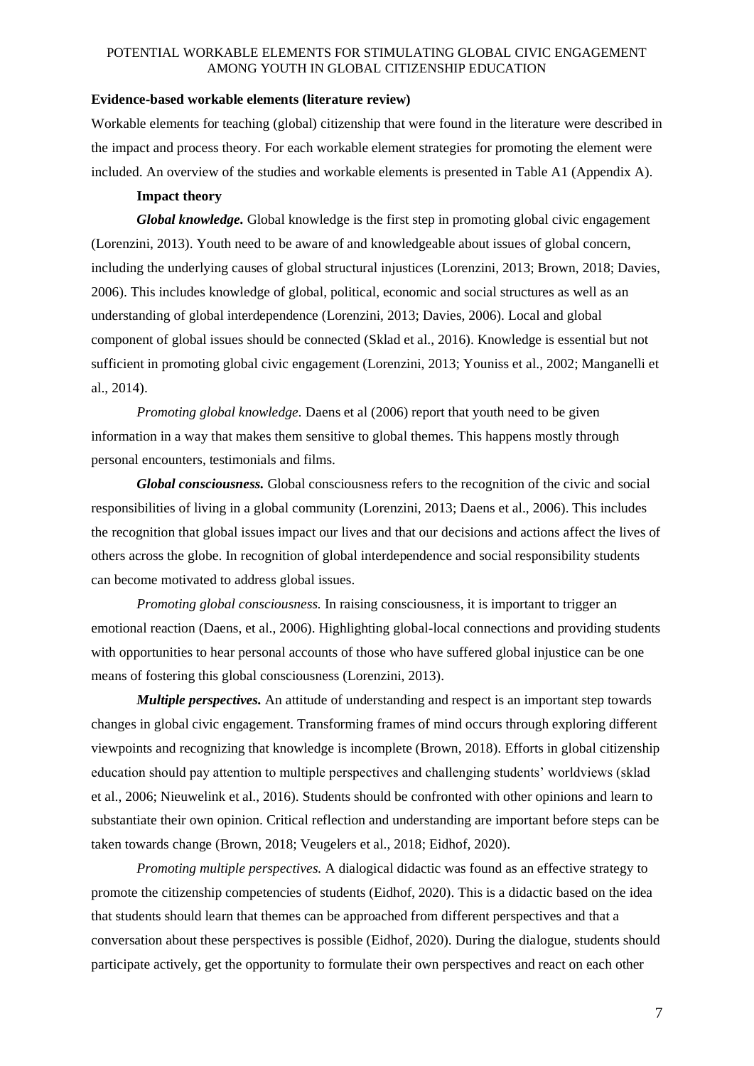**Evidence-based workable elements (literature review)**

Workable elements for teaching (global) citizenship that were found in the literature were described in the impact and process theory. For each workable element strategies for promoting the element were included. An overview of the studies and workable elements is presented in Table A1 (Appendix A).

**Impact theory**

***Global knowledge.*** Global knowledge is the first step in promoting global civic engagement (Lorenzini, 2013). Youth need to be aware of and knowledgeable about issues of global concern, including the underlying causes of global structural injustices (Lorenzini, 2013; Brown, 2018; Davies, 2006). This includes knowledge of global, political, economic and social structures as well as an understanding of global interdependence (Lorenzini, 2013; Davies, 2006). Local and global component of global issues should be connected (Sklad et al., 2016). Knowledge is essential but not sufficient in promoting global civic engagement (Lorenzini, 2013; Youniss et al., 2002; Manganelli et al., 2014).

*Promoting global knowledge.* Daens et al (2006) report that youth need to be given information in a way that makes them sensitive to global themes. This happens mostly through personal encounters, testimonials and films.

***Global consciousness.*** Global consciousness refers to the recognition of the civic and social responsibilities of living in a global community (Lorenzini, 2013; Daens et al., 2006). This includes the recognition that global issues impact our lives and that our decisions and actions affect the lives of others across the globe. In recognition of global interdependence and social responsibility students can become motivated to address global issues.

*Promoting global consciousness.* In raising consciousness, it is important to trigger an emotional reaction (Daens, et al., 2006). Highlighting global-local connections and providing students with opportunities to hear personal accounts of those who have suffered global injustice can be one means of fostering this global consciousness (Lorenzini, 2013).

***Multiple perspectives.*** An attitude of understanding and respect is an important step towards changes in global civic engagement. Transforming frames of mind occurs through exploring different viewpoints and recognizing that knowledge is incomplete (Brown, 2018). Efforts in global citizenship education should pay attention to multiple perspectives and challenging students' worldviews (sklad et al., 2006; Nieuwelink et al., 2016). Students should be confronted with other opinions and learn to substantiate their own opinion. Critical reflection and understanding are important before steps can be taken towards change (Brown, 2018; Veugelers et al., 2018; Eidhof, 2020).

*Promoting multiple perspectives.* A dialogical didactic was found as an effective strategy to promote the citizenship competencies of students (Eidhof, 2020). This is a didactic based on the idea that students should learn that themes can be approached from different perspectives and that a conversation about these perspectives is possible (Eidhof, 2020). During the dialogue, students should participate actively, get the opportunity to formulate their own perspectives and react on each other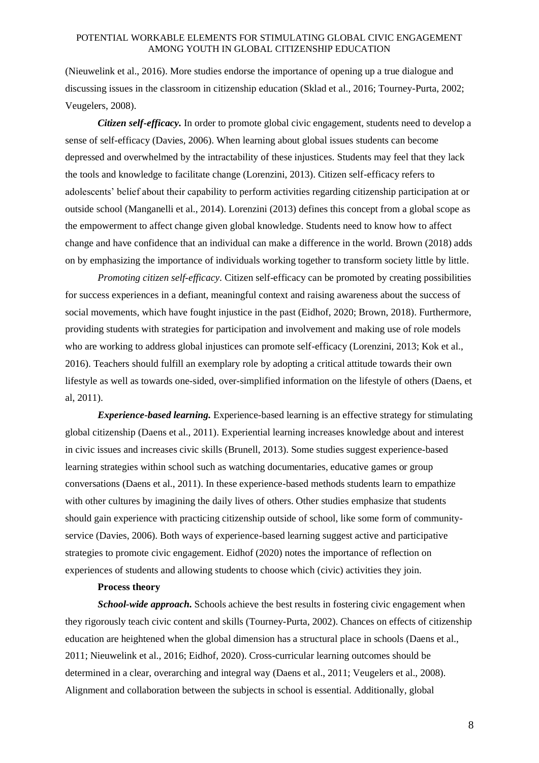(Nieuwelink et al., 2016). More studies endorse the importance of opening up a true dialogue and discussing issues in the classroom in citizenship education (Sklad et al., 2016; Tourney-Purta, 2002; Veugelers, 2008).

***Citizen self-efficacy.*** In order to promote global civic engagement, students need to develop a sense of self-efficacy (Davies, 2006). When learning about global issues students can become depressed and overwhelmed by the intractability of these injustices. Students may feel that they lack the tools and knowledge to facilitate change (Lorenzini, 2013). Citizen self-efficacy refers to adolescents' belief about their capability to perform activities regarding citizenship participation at or outside school (Manganelli et al., 2014). Lorenzini (2013) defines this concept from a global scope as the empowerment to affect change given global knowledge. Students need to know how to affect change and have confidence that an individual can make a difference in the world. Brown (2018) adds on by emphasizing the importance of individuals working together to transform society little by little.

*Promoting citizen self-efficacy.* Citizen self-efficacy can be promoted by creating possibilities for success experiences in a defiant, meaningful context and raising awareness about the success of social movements, which have fought injustice in the past (Eidhof, 2020; Brown, 2018). Furthermore, providing students with strategies for participation and involvement and making use of role models who are working to address global injustices can promote self-efficacy (Lorenzini, 2013; Kok et al., 2016). Teachers should fulfill an exemplary role by adopting a critical attitude towards their own lifestyle as well as towards one-sided, over-simplified information on the lifestyle of others (Daens, et al, 2011).

***Experience-based learning.*** Experience-based learning is an effective strategy for stimulating global citizenship (Daens et al., 2011). Experiential learning increases knowledge about and interest in civic issues and increases civic skills (Brunell, 2013). Some studies suggest experience-based learning strategies within school such as watching documentaries, educative games or group conversations (Daens et al., 2011). In these experience-based methods students learn to empathize with other cultures by imagining the daily lives of others. Other studies emphasize that students should gain experience with practicing citizenship outside of school, like some form of community-service (Davies, 2006). Both ways of experience-based learning suggest active and participative strategies to promote civic engagement. Eidhof (2020) notes the importance of reflection on experiences of students and allowing students to choose which (civic) activities they join.

**Process theory**

***School-wide approach.*** Schools achieve the best results in fostering civic engagement when they rigorously teach civic content and skills (Tourney-Purta, 2002). Chances on effects of citizenship education are heightened when the global dimension has a structural place in schools (Daens et al., 2011; Nieuwelink et al., 2016; Eidhof, 2020). Cross-curricular learning outcomes should be determined in a clear, overarching and integral way (Daens et al., 2011; Veugelers et al., 2008). Alignment and collaboration between the subjects in school is essential. Additionally, global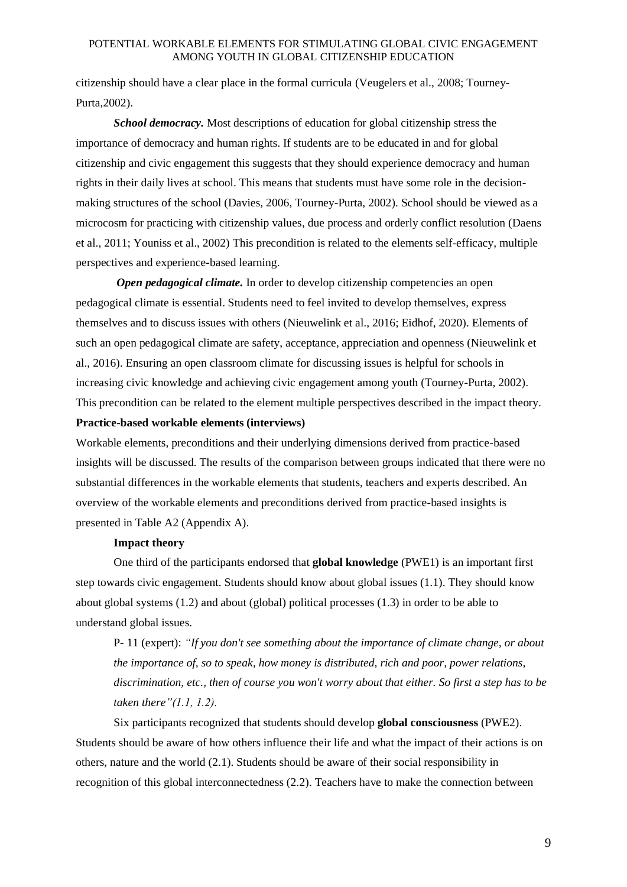citizenship should have a clear place in the formal curricula (Veugelers et al., 2008; Tourney-Purta,2002).

***School democracy.*** Most descriptions of education for global citizenship stress the importance of democracy and human rights. If students are to be educated in and for global citizenship and civic engagement this suggests that they should experience democracy and human rights in their daily lives at school. This means that students must have some role in the decision-making structures of the school (Davies, 2006, Tourney-Purta, 2002). School should be viewed as a microcosm for practicing with citizenship values, due process and orderly conflict resolution (Daens et al., 2011; Youniss et al., 2002) This precondition is related to the elements self-efficacy, multiple perspectives and experience-based learning.

***Open pedagogical climate.*** In order to develop citizenship competencies an open pedagogical climate is essential. Students need to feel invited to develop themselves, express themselves and to discuss issues with others (Nieuwelink et al., 2016; Eidhof, 2020). Elements of such an open pedagogical climate are safety, acceptance, appreciation and openness (Nieuwelink et al., 2016). Ensuring an open classroom climate for discussing issues is helpful for schools in increasing civic knowledge and achieving civic engagement among youth (Tourney-Purta, 2002). This precondition can be related to the element multiple perspectives described in the impact theory.

**Practice-based workable elements (interviews)**

Workable elements, preconditions and their underlying dimensions derived from practice-based insights will be discussed. The results of the comparison between groups indicated that there were no substantial differences in the workable elements that students, teachers and experts described. An overview of the workable elements and preconditions derived from practice-based insights is presented in Table A2 (Appendix A).

**Impact theory**

One third of the participants endorsed that **global knowledge** (PWE1) is an important first step towards civic engagement. Students should know about global issues (1.1). They should know about global systems (1.2) and about (global) political processes (1.3) in order to be able to understand global issues.

> P- 11 (expert): *"If you don't see something about the importance of climate change, or about the importance of, so to speak, how money is distributed, rich and poor, power relations, discrimination, etc., then of course you won't worry about that either. So first a step has to be taken there"(1.1, 1.2).*

Six participants recognized that students should develop **global consciousness** (PWE2). Students should be aware of how others influence their life and what the impact of their actions is on others, nature and the world (2.1). Students should be aware of their social responsibility in recognition of this global interconnectedness (2.2). Teachers have to make the connection between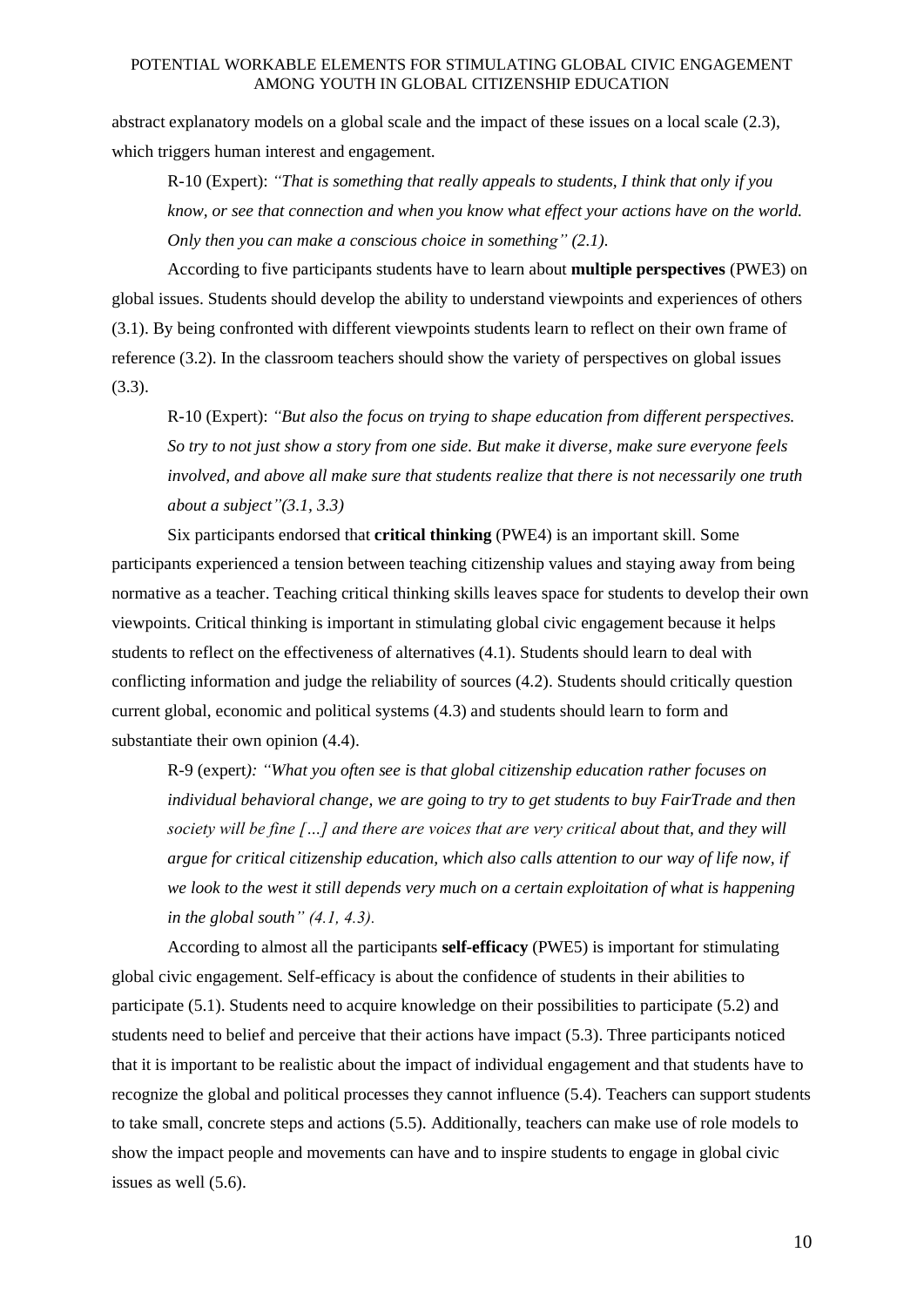abstract explanatory models on a global scale and the impact of these issues on a local scale (2.3), which triggers human interest and engagement.

R-10 (Expert): *"That is something that really appeals to students, I think that only if you know, or see that connection and when you know what effect your actions have on the world. Only then you can make a conscious choice in something" (2.1).*

According to five participants students have to learn about **multiple perspectives** (PWE3) on global issues. Students should develop the ability to understand viewpoints and experiences of others (3.1). By being confronted with different viewpoints students learn to reflect on their own frame of reference (3.2). In the classroom teachers should show the variety of perspectives on global issues (3.3).

R-10 (Expert): *"But also the focus on trying to shape education from different perspectives. So try to not just show a story from one side. But make it diverse, make sure everyone feels involved, and above all make sure that students realize that there is not necessarily one truth about a subject"(3.1, 3.3)*

Six participants endorsed that **critical thinking** (PWE4) is an important skill. Some participants experienced a tension between teaching citizenship values and staying away from being normative as a teacher. Teaching critical thinking skills leaves space for students to develop their own viewpoints. Critical thinking is important in stimulating global civic engagement because it helps students to reflect on the effectiveness of alternatives (4.1). Students should learn to deal with conflicting information and judge the reliability of sources (4.2). Students should critically question current global, economic and political systems (4.3) and students should learn to form and substantiate their own opinion (4.4).

R-9 (expert*): "What you often see is that global citizenship education rather focuses on individual behavioral change, we are going to try to get students to buy FairTrade and then society will be fine […] and there are voices that are very critical about that, and they will argue for critical citizenship education, which also calls attention to our way of life now, if we look to the west it still depends very much on a certain exploitation of what is happening in the global south" (4.1, 4.3).*

According to almost all the participants **self-efficacy** (PWE5) is important for stimulating global civic engagement. Self-efficacy is about the confidence of students in their abilities to participate (5.1). Students need to acquire knowledge on their possibilities to participate (5.2) and students need to belief and perceive that their actions have impact (5.3). Three participants noticed that it is important to be realistic about the impact of individual engagement and that students have to recognize the global and political processes they cannot influence (5.4). Teachers can support students to take small, concrete steps and actions (5.5). Additionally, teachers can make use of role models to show the impact people and movements can have and to inspire students to engage in global civic issues as well (5.6).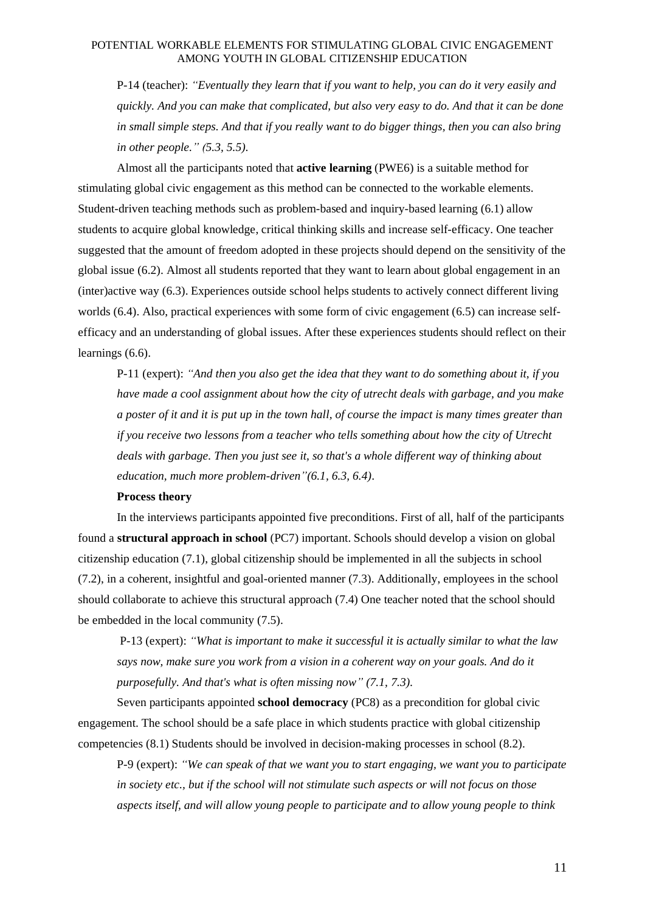P-14 (teacher): *"Eventually they learn that if you want to help, you can do it very easily and quickly. And you can make that complicated, but also very easy to do. And that it can be done in small simple steps. And that if you really want to do bigger things, then you can also bring in other people." (5.3, 5.5).*

Almost all the participants noted that **active learning** (PWE6) is a suitable method for stimulating global civic engagement as this method can be connected to the workable elements. Student-driven teaching methods such as problem-based and inquiry-based learning (6.1) allow students to acquire global knowledge, critical thinking skills and increase self-efficacy. One teacher suggested that the amount of freedom adopted in these projects should depend on the sensitivity of the global issue (6.2). Almost all students reported that they want to learn about global engagement in an (inter)active way (6.3). Experiences outside school helps students to actively connect different living worlds (6.4). Also, practical experiences with some form of civic engagement (6.5) can increase self-efficacy and an understanding of global issues. After these experiences students should reflect on their learnings (6.6).

P-11 (expert): *"And then you also get the idea that they want to do something about it, if you have made a cool assignment about how the city of utrecht deals with garbage, and you make a poster of it and it is put up in the town hall, of course the impact is many times greater than if you receive two lessons from a teacher who tells something about how the city of Utrecht deals with garbage. Then you just see it, so that's a whole different way of thinking about education, much more problem-driven"(6.1, 6.3, 6.4).*

**Process theory**

In the interviews participants appointed five preconditions. First of all, half of the participants found a **structural approach in school** (PC7) important. Schools should develop a vision on global citizenship education (7.1), global citizenship should be implemented in all the subjects in school (7.2), in a coherent, insightful and goal-oriented manner (7.3). Additionally, employees in the school should collaborate to achieve this structural approach (7.4) One teacher noted that the school should be embedded in the local community (7.5).

P-13 (expert): *"What is important to make it successful it is actually similar to what the law says now, make sure you work from a vision in a coherent way on your goals. And do it purposefully. And that's what is often missing now" (7.1, 7.3).*

Seven participants appointed **school democracy** (PC8) as a precondition for global civic engagement. The school should be a safe place in which students practice with global citizenship competencies (8.1) Students should be involved in decision-making processes in school (8.2).

P-9 (expert): *"We can speak of that we want you to start engaging, we want you to participate in society etc., but if the school will not stimulate such aspects or will not focus on those aspects itself, and will allow young people to participate and to allow young people to think*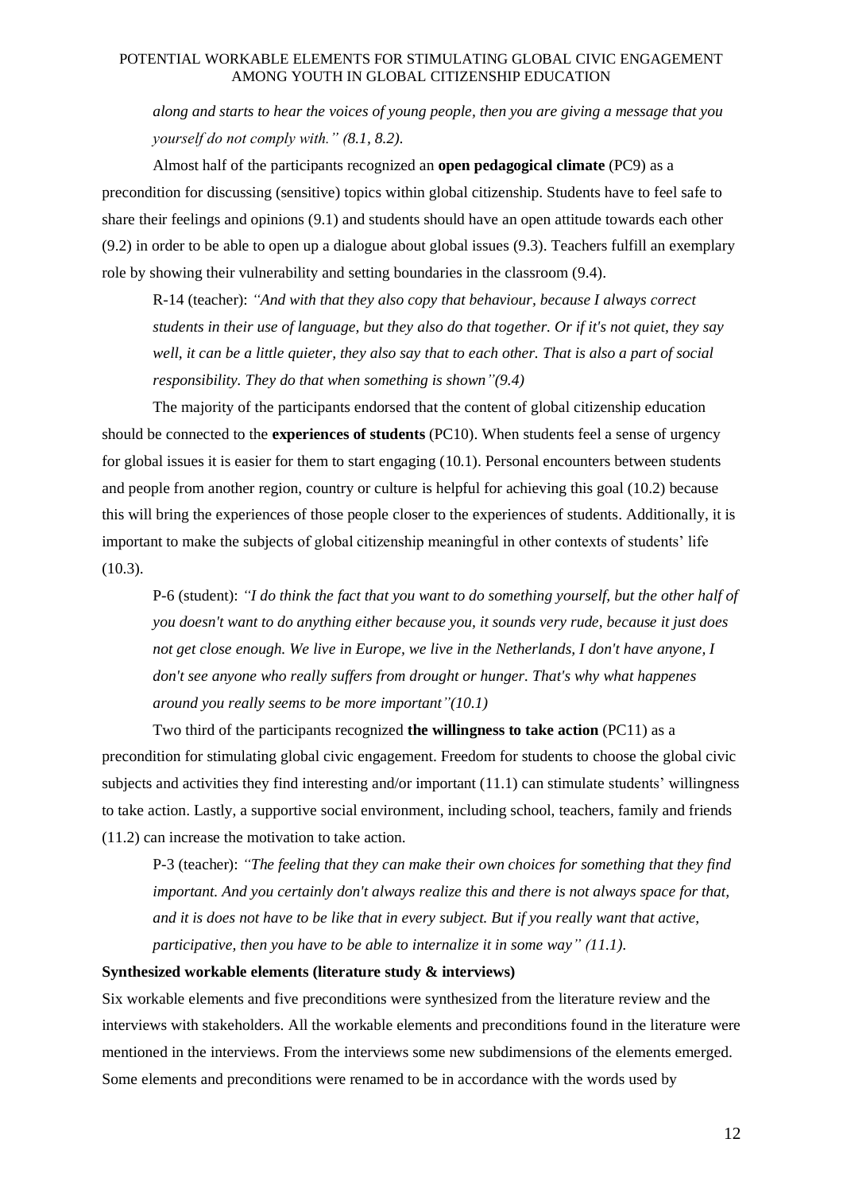*along and starts to hear the voices of young people, then you are giving a message that you yourself do not comply with." (8.1, 8.2).*

Almost half of the participants recognized an **open pedagogical climate** (PC9) as a precondition for discussing (sensitive) topics within global citizenship. Students have to feel safe to share their feelings and opinions (9.1) and students should have an open attitude towards each other (9.2) in order to be able to open up a dialogue about global issues (9.3). Teachers fulfill an exemplary role by showing their vulnerability and setting boundaries in the classroom (9.4).

R-14 (teacher): *"And with that they also copy that behaviour, because I always correct students in their use of language, but they also do that together. Or if it's not quiet, they say well, it can be a little quieter, they also say that to each other. That is also a part of social responsibility. They do that when something is shown"(9.4)*

The majority of the participants endorsed that the content of global citizenship education should be connected to the **experiences of students** (PC10). When students feel a sense of urgency for global issues it is easier for them to start engaging (10.1). Personal encounters between students and people from another region, country or culture is helpful for achieving this goal (10.2) because this will bring the experiences of those people closer to the experiences of students. Additionally, it is important to make the subjects of global citizenship meaningful in other contexts of students' life (10.3).

P-6 (student): *"I do think the fact that you want to do something yourself, but the other half of you doesn't want to do anything either because you, it sounds very rude, because it just does not get close enough. We live in Europe, we live in the Netherlands, I don't have anyone, I don't see anyone who really suffers from drought or hunger. That's why what happenes around you really seems to be more important"(10.1)*

Two third of the participants recognized **the willingness to take action** (PC11) as a precondition for stimulating global civic engagement. Freedom for students to choose the global civic subjects and activities they find interesting and/or important (11.1) can stimulate students' willingness to take action. Lastly, a supportive social environment, including school, teachers, family and friends (11.2) can increase the motivation to take action.

P-3 (teacher): *"The feeling that they can make their own choices for something that they find important. And you certainly don't always realize this and there is not always space for that, and it is does not have to be like that in every subject. But if you really want that active, participative, then you have to be able to internalize it in some way" (11.1).*

**Synthesized workable elements (literature study & interviews)**

Six workable elements and five preconditions were synthesized from the literature review and the interviews with stakeholders. All the workable elements and preconditions found in the literature were mentioned in the interviews. From the interviews some new subdimensions of the elements emerged. Some elements and preconditions were renamed to be in accordance with the words used by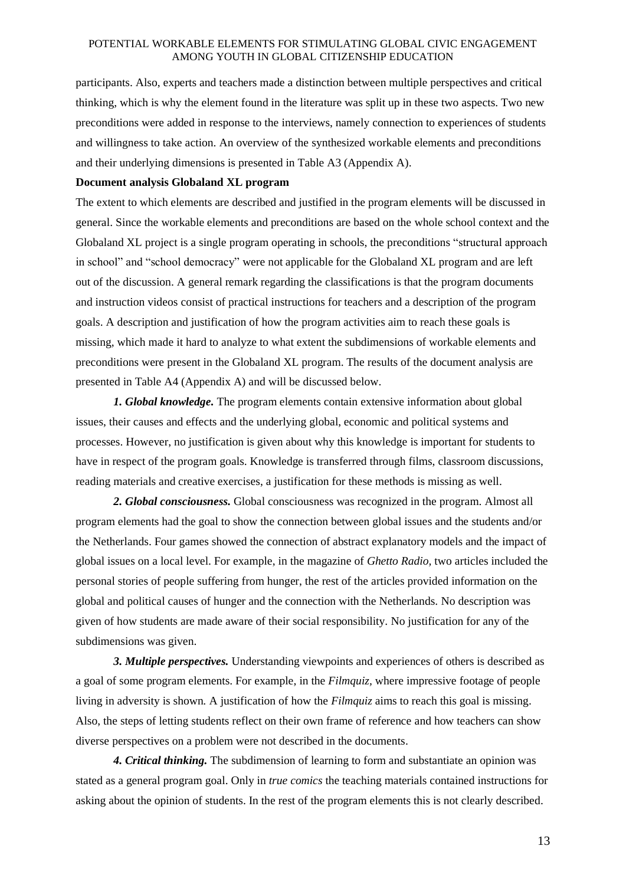participants. Also, experts and teachers made a distinction between multiple perspectives and critical thinking, which is why the element found in the literature was split up in these two aspects. Two new preconditions were added in response to the interviews, namely connection to experiences of students and willingness to take action. An overview of the synthesized workable elements and preconditions and their underlying dimensions is presented in Table A3 (Appendix A).

**Document analysis Globaland XL program**

The extent to which elements are described and justified in the program elements will be discussed in general. Since the workable elements and preconditions are based on the whole school context and the Globaland XL project is a single program operating in schools, the preconditions "structural approach in school" and "school democracy" were not applicable for the Globaland XL program and are left out of the discussion. A general remark regarding the classifications is that the program documents and instruction videos consist of practical instructions for teachers and a description of the program goals. A description and justification of how the program activities aim to reach these goals is missing, which made it hard to analyze to what extent the subdimensions of workable elements and preconditions were present in the Globaland XL program. The results of the document analysis are presented in Table A4 (Appendix A) and will be discussed below.

***1. Global knowledge.*** The program elements contain extensive information about global issues, their causes and effects and the underlying global, economic and political systems and processes. However, no justification is given about why this knowledge is important for students to have in respect of the program goals. Knowledge is transferred through films, classroom discussions, reading materials and creative exercises, a justification for these methods is missing as well.

***2. Global consciousness.*** Global consciousness was recognized in the program. Almost all program elements had the goal to show the connection between global issues and the students and/or the Netherlands. Four games showed the connection of abstract explanatory models and the impact of global issues on a local level. For example, in the magazine of *Ghetto Radio,* two articles included the personal stories of people suffering from hunger, the rest of the articles provided information on the global and political causes of hunger and the connection with the Netherlands. No description was given of how students are made aware of their social responsibility. No justification for any of the subdimensions was given.

***3. Multiple perspectives.*** Understanding viewpoints and experiences of others is described as a goal of some program elements. For example, in the *Filmquiz,* where impressive footage of people living in adversity is shown. A justification of how the *Filmquiz* aims to reach this goal is missing. Also, the steps of letting students reflect on their own frame of reference and how teachers can show diverse perspectives on a problem were not described in the documents.

***4. Critical thinking.*** The subdimension of learning to form and substantiate an opinion was stated as a general program goal. Only in *true comics* the teaching materials contained instructions for asking about the opinion of students. In the rest of the program elements this is not clearly described.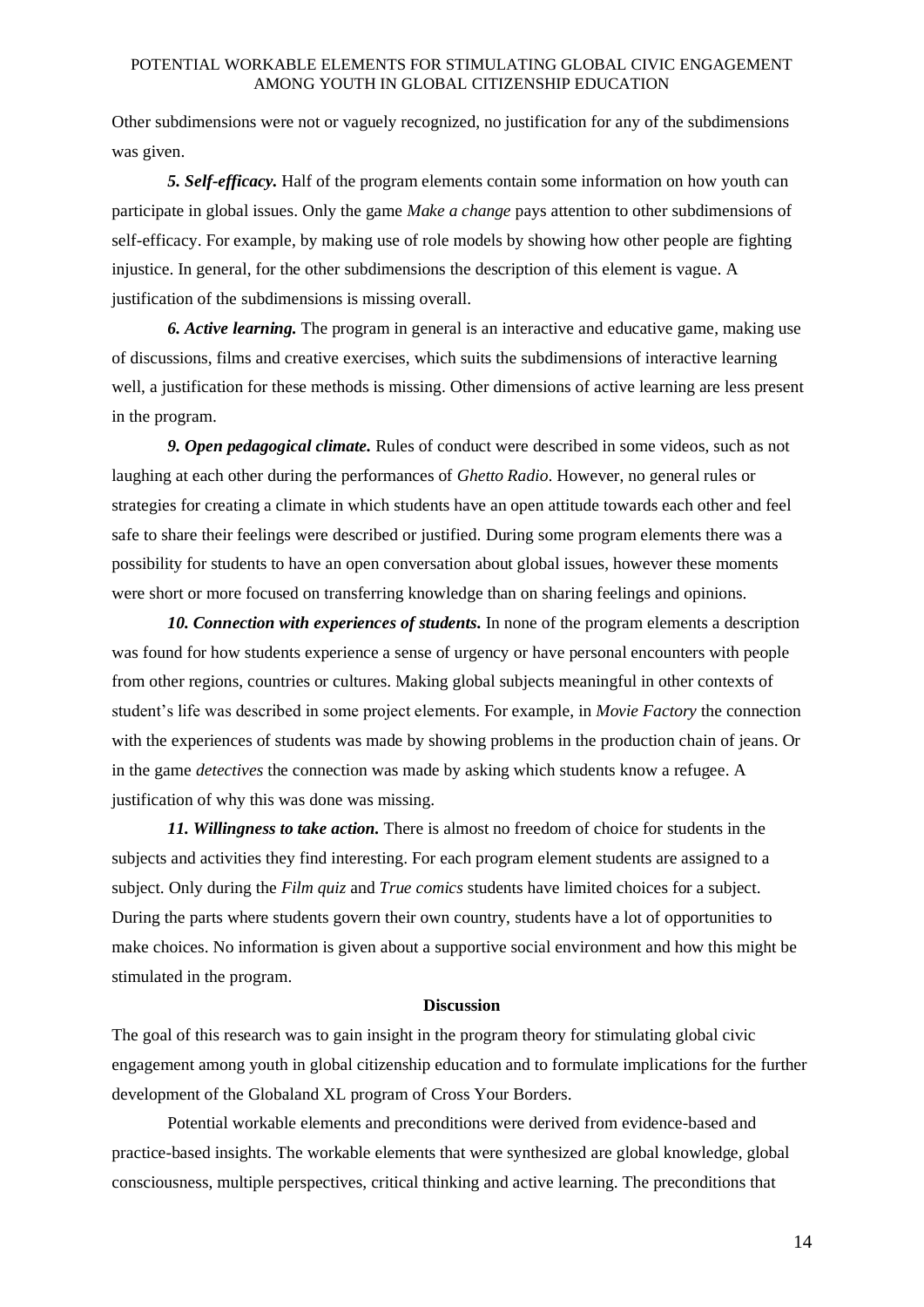Other subdimensions were not or vaguely recognized, no justification for any of the subdimensions was given.

***5. Self-efficacy.*** Half of the program elements contain some information on how youth can participate in global issues. Only the game *Make a change* pays attention to other subdimensions of self-efficacy. For example, by making use of role models by showing how other people are fighting injustice. In general, for the other subdimensions the description of this element is vague. A justification of the subdimensions is missing overall.

***6. Active learning.*** The program in general is an interactive and educative game, making use of discussions, films and creative exercises, which suits the subdimensions of interactive learning well, a justification for these methods is missing. Other dimensions of active learning are less present in the program.

***9. Open pedagogical climate.*** Rules of conduct were described in some videos, such as not laughing at each other during the performances of *Ghetto Radio*. However, no general rules or strategies for creating a climate in which students have an open attitude towards each other and feel safe to share their feelings were described or justified. During some program elements there was a possibility for students to have an open conversation about global issues, however these moments were short or more focused on transferring knowledge than on sharing feelings and opinions.

***10. Connection with experiences of students.*** In none of the program elements a description was found for how students experience a sense of urgency or have personal encounters with people from other regions, countries or cultures. Making global subjects meaningful in other contexts of student's life was described in some project elements. For example, in *Movie Factory* the connection with the experiences of students was made by showing problems in the production chain of jeans. Or in the game *detectives* the connection was made by asking which students know a refugee. A justification of why this was done was missing.

***11. Willingness to take action.*** There is almost no freedom of choice for students in the subjects and activities they find interesting. For each program element students are assigned to a subject. Only during the *Film quiz* and *True comics* students have limited choices for a subject. During the parts where students govern their own country, students have a lot of opportunities to make choices. No information is given about a supportive social environment and how this might be stimulated in the program.

## Discussion

The goal of this research was to gain insight in the program theory for stimulating global civic engagement among youth in global citizenship education and to formulate implications for the further development of the Globaland XL program of Cross Your Borders.

Potential workable elements and preconditions were derived from evidence-based and practice-based insights. The workable elements that were synthesized are global knowledge, global consciousness, multiple perspectives, critical thinking and active learning. The preconditions that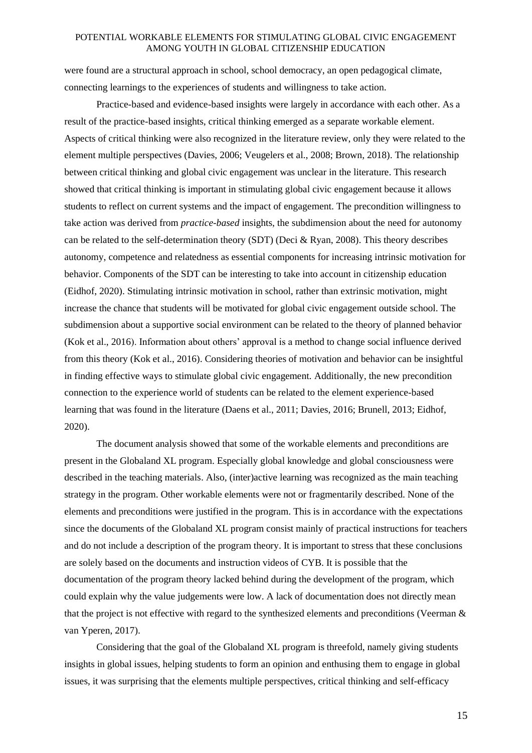were found are a structural approach in school, school democracy, an open pedagogical climate, connecting learnings to the experiences of students and willingness to take action.

Practice-based and evidence-based insights were largely in accordance with each other. As a result of the practice-based insights, critical thinking emerged as a separate workable element. Aspects of critical thinking were also recognized in the literature review, only they were related to the element multiple perspectives (Davies, 2006; Veugelers et al., 2008; Brown, 2018). The relationship between critical thinking and global civic engagement was unclear in the literature. This research showed that critical thinking is important in stimulating global civic engagement because it allows students to reflect on current systems and the impact of engagement. The precondition willingness to take action was derived from *practice-based* insights, the subdimension about the need for autonomy can be related to the self-determination theory (SDT) (Deci & Ryan, 2008). This theory describes autonomy, competence and relatedness as essential components for increasing intrinsic motivation for behavior. Components of the SDT can be interesting to take into account in citizenship education (Eidhof, 2020). Stimulating intrinsic motivation in school, rather than extrinsic motivation, might increase the chance that students will be motivated for global civic engagement outside school. The subdimension about a supportive social environment can be related to the theory of planned behavior (Kok et al., 2016). Information about others' approval is a method to change social influence derived from this theory (Kok et al., 2016). Considering theories of motivation and behavior can be insightful in finding effective ways to stimulate global civic engagement. Additionally, the new precondition connection to the experience world of students can be related to the element experience-based learning that was found in the literature (Daens et al., 2011; Davies, 2016; Brunell, 2013; Eidhof, 2020).

The document analysis showed that some of the workable elements and preconditions are present in the Globaland XL program. Especially global knowledge and global consciousness were described in the teaching materials. Also, (inter)active learning was recognized as the main teaching strategy in the program. Other workable elements were not or fragmentarily described. None of the elements and preconditions were justified in the program. This is in accordance with the expectations since the documents of the Globaland XL program consist mainly of practical instructions for teachers and do not include a description of the program theory. It is important to stress that these conclusions are solely based on the documents and instruction videos of CYB. It is possible that the documentation of the program theory lacked behind during the development of the program, which could explain why the value judgements were low. A lack of documentation does not directly mean that the project is not effective with regard to the synthesized elements and preconditions (Veerman & van Yperen, 2017).

Considering that the goal of the Globaland XL program is threefold, namely giving students insights in global issues, helping students to form an opinion and enthusing them to engage in global issues, it was surprising that the elements multiple perspectives, critical thinking and self-efficacy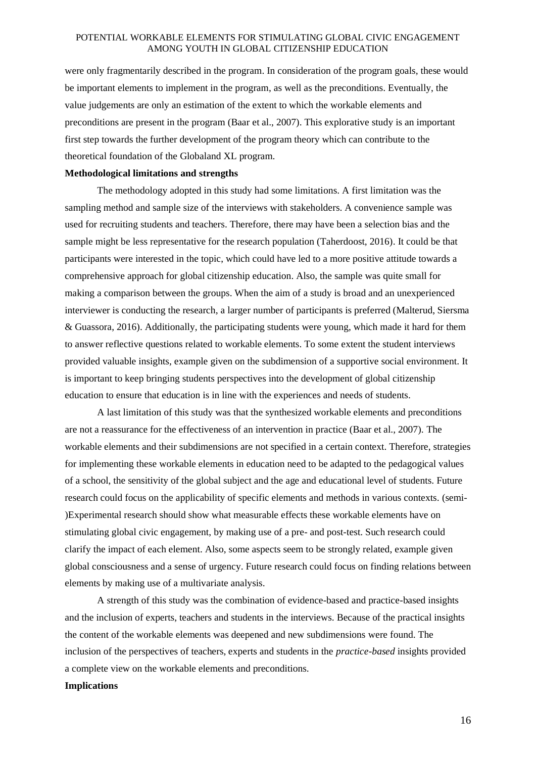were only fragmentarily described in the program. In consideration of the program goals, these would be important elements to implement in the program, as well as the preconditions. Eventually, the value judgements are only an estimation of the extent to which the workable elements and preconditions are present in the program (Baar et al., 2007). This explorative study is an important first step towards the further development of the program theory which can contribute to the theoretical foundation of the Globaland XL program.

**Methodological limitations and strengths**

The methodology adopted in this study had some limitations. A first limitation was the sampling method and sample size of the interviews with stakeholders. A convenience sample was used for recruiting students and teachers. Therefore, there may have been a selection bias and the sample might be less representative for the research population (Taherdoost, 2016). It could be that participants were interested in the topic, which could have led to a more positive attitude towards a comprehensive approach for global citizenship education. Also, the sample was quite small for making a comparison between the groups. When the aim of a study is broad and an unexperienced interviewer is conducting the research, a larger number of participants is preferred (Malterud, Siersma & Guassora, 2016). Additionally, the participating students were young, which made it hard for them to answer reflective questions related to workable elements. To some extent the student interviews provided valuable insights, example given on the subdimension of a supportive social environment. It is important to keep bringing students perspectives into the development of global citizenship education to ensure that education is in line with the experiences and needs of students.

A last limitation of this study was that the synthesized workable elements and preconditions are not a reassurance for the effectiveness of an intervention in practice (Baar et al., 2007). The workable elements and their subdimensions are not specified in a certain context. Therefore, strategies for implementing these workable elements in education need to be adapted to the pedagogical values of a school, the sensitivity of the global subject and the age and educational level of students. Future research could focus on the applicability of specific elements and methods in various contexts. (semi-)Experimental research should show what measurable effects these workable elements have on stimulating global civic engagement, by making use of a pre- and post-test. Such research could clarify the impact of each element. Also, some aspects seem to be strongly related, example given global consciousness and a sense of urgency. Future research could focus on finding relations between elements by making use of a multivariate analysis.

A strength of this study was the combination of evidence-based and practice-based insights and the inclusion of experts, teachers and students in the interviews. Because of the practical insights the content of the workable elements was deepened and new subdimensions were found. The inclusion of the perspectives of teachers, experts and students in the *practice-based* insights provided a complete view on the workable elements and preconditions.

**Implications**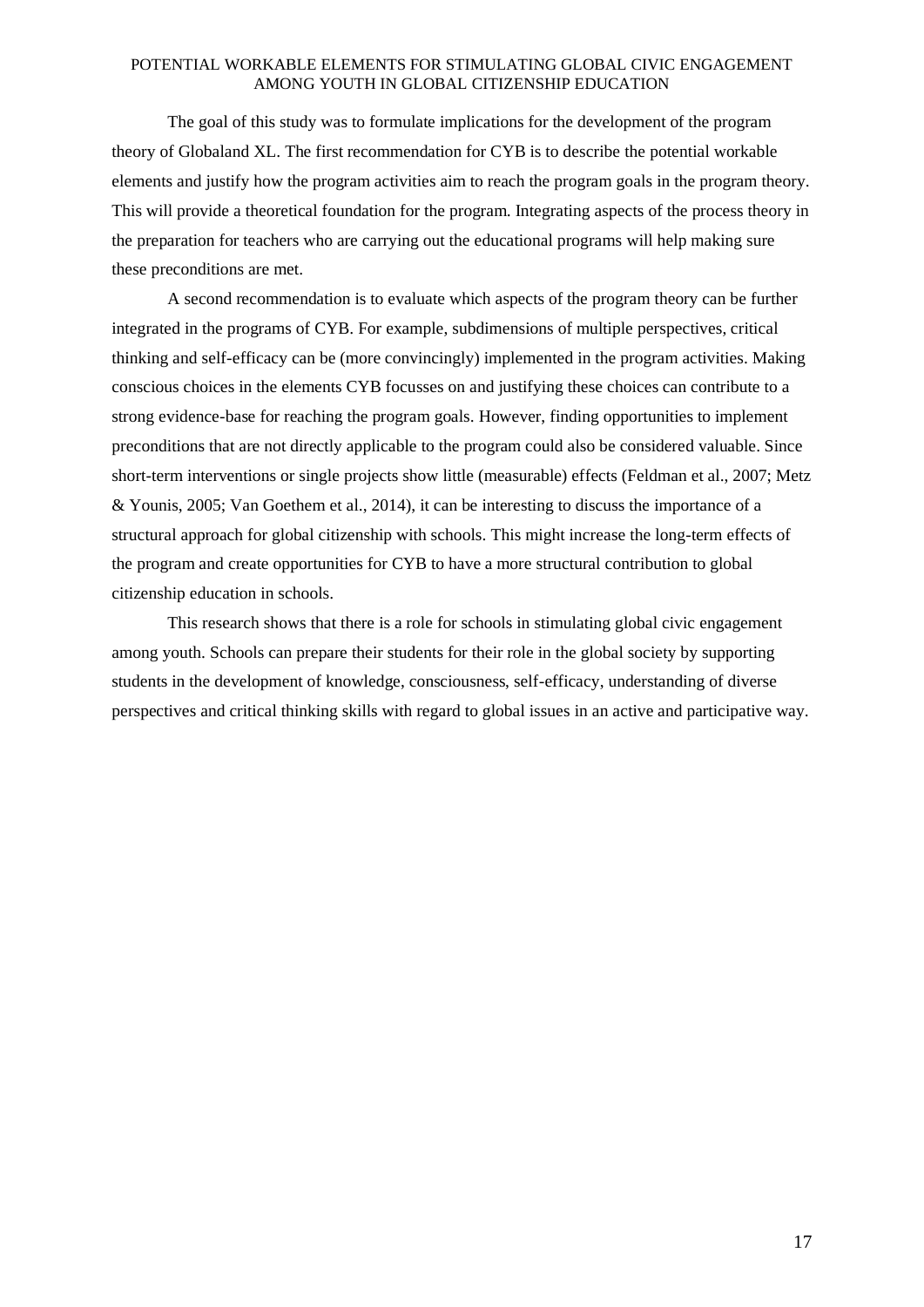The goal of this study was to formulate implications for the development of the program theory of Globaland XL. The first recommendation for CYB is to describe the potential workable elements and justify how the program activities aim to reach the program goals in the program theory. This will provide a theoretical foundation for the program. Integrating aspects of the process theory in the preparation for teachers who are carrying out the educational programs will help making sure these preconditions are met.

A second recommendation is to evaluate which aspects of the program theory can be further integrated in the programs of CYB. For example, subdimensions of multiple perspectives, critical thinking and self-efficacy can be (more convincingly) implemented in the program activities. Making conscious choices in the elements CYB focusses on and justifying these choices can contribute to a strong evidence-base for reaching the program goals. However, finding opportunities to implement preconditions that are not directly applicable to the program could also be considered valuable. Since short-term interventions or single projects show little (measurable) effects (Feldman et al., 2007; Metz & Younis, 2005; Van Goethem et al., 2014), it can be interesting to discuss the importance of a structural approach for global citizenship with schools. This might increase the long-term effects of the program and create opportunities for CYB to have a more structural contribution to global citizenship education in schools.

This research shows that there is a role for schools in stimulating global civic engagement among youth. Schools can prepare their students for their role in the global society by supporting students in the development of knowledge, consciousness, self-efficacy, understanding of diverse perspectives and critical thinking skills with regard to global issues in an active and participative way.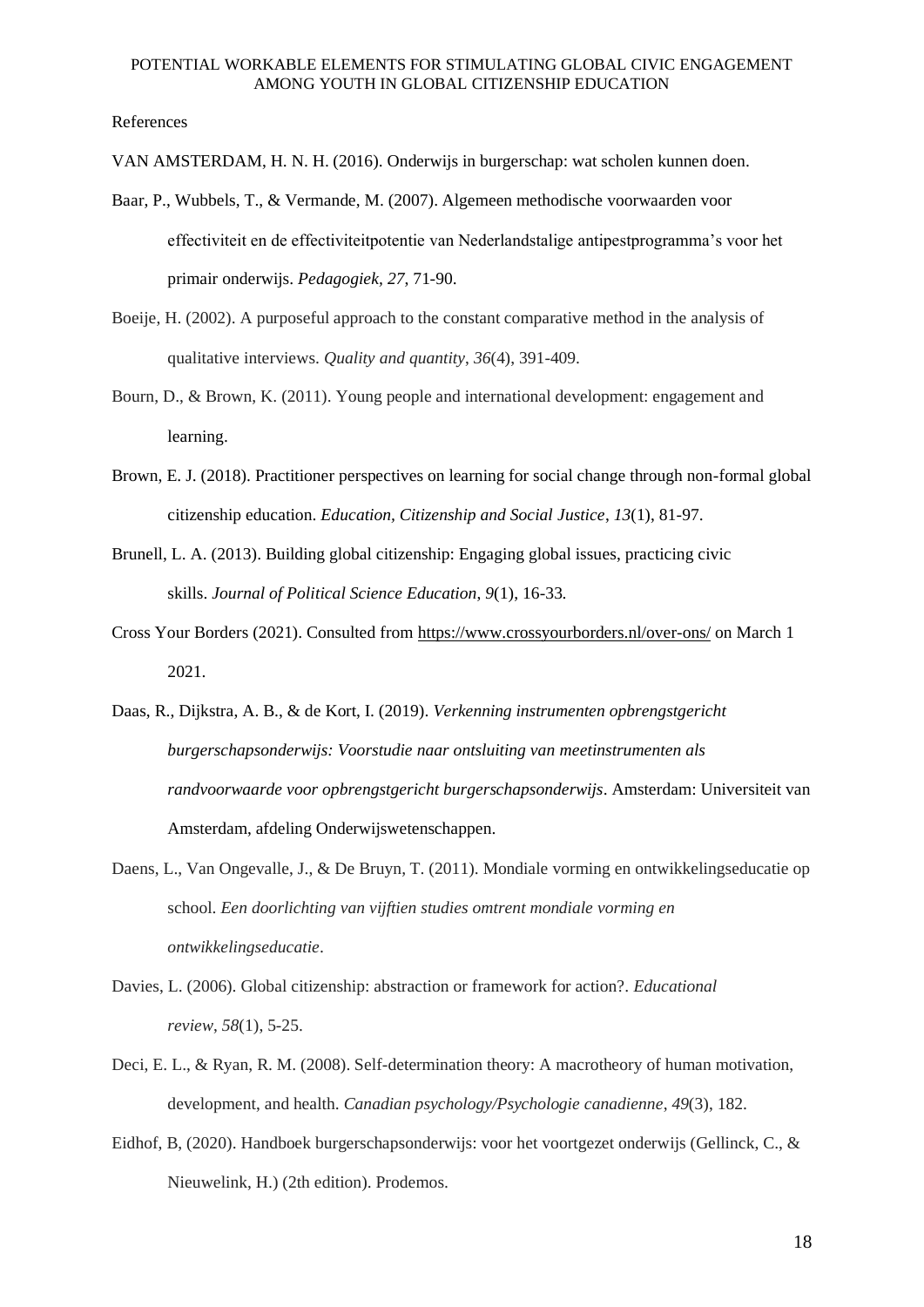References

VAN AMSTERDAM, H. N. H. (2016). Onderwijs in burgerschap: wat scholen kunnen doen.

Baar, P., Wubbels, T., & Vermande, M. (2007). Algemeen methodische voorwaarden voor effectiviteit en de effectiviteitpotentie van Nederlandstalige antipestprogramma's voor het primair onderwijs. *Pedagogiek, 27*, 71-90.

Boeije, H. (2002). A purposeful approach to the constant comparative method in the analysis of qualitative interviews. *Quality and quantity*, *36*(4), 391-409.

Bourn, D., & Brown, K. (2011). Young people and international development: engagement and learning.

Brown, E. J. (2018). Practitioner perspectives on learning for social change through non-formal global citizenship education. *Education, Citizenship and Social Justice*, *13*(1), 81-97.

Brunell, L. A. (2013). Building global citizenship: Engaging global issues, practicing civic skills. *Journal of Political Science Education*, *9*(1), 16-33.

Cross Your Borders (2021). Consulted from https://www.crossyourborders.nl/over-ons/ on March 1 2021.

Daas, R., Dijkstra, A. B., & de Kort, I. (2019). *Verkenning instrumenten opbrengstgericht burgerschapsonderwijs: Voorstudie naar ontsluiting van meetinstrumenten als randvoorwaarde voor opbrengstgericht burgerschapsonderwijs*. Amsterdam: Universiteit van Amsterdam, afdeling Onderwijswetenschappen.

Daens, L., Van Ongevalle, J., & De Bruyn, T. (2011). Mondiale vorming en ontwikkelingseducatie op school. *Een doorlichting van vijftien studies omtrent mondiale vorming en ontwikkelingseducatie*.

Davies, L. (2006). Global citizenship: abstraction or framework for action?. *Educational review*, *58*(1), 5-25.

Deci, E. L., & Ryan, R. M. (2008). Self-determination theory: A macrotheory of human motivation, development, and health. *Canadian psychology/Psychologie canadienne*, *49*(3), 182.

Eidhof, B, (2020). Handboek burgerschapsonderwijs: voor het voortgezet onderwijs (Gellinck, C., & Nieuwelink, H.) (2th edition). Prodemos.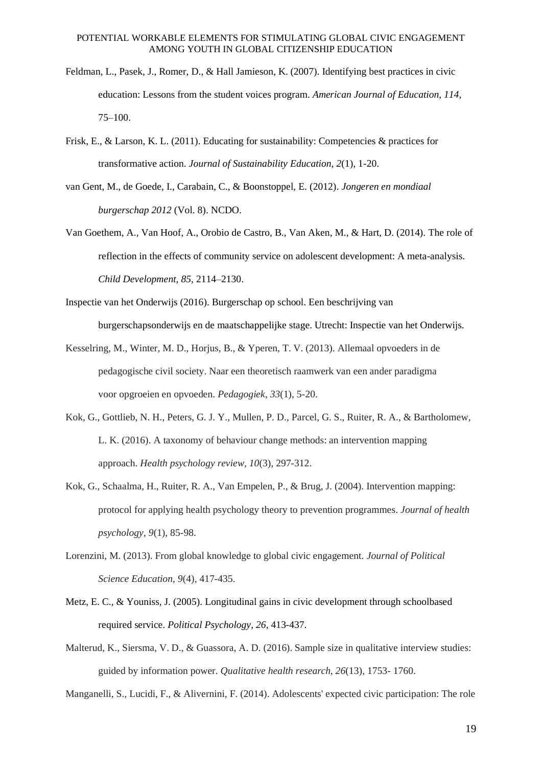Feldman, L., Pasek, J., Romer, D., & Hall Jamieson, K. (2007). Identifying best practices in civic education: Lessons from the student voices program. *American Journal of Education, 114*, 75–100.

Frisk, E., & Larson, K. L. (2011). Educating for sustainability: Competencies & practices for transformative action. *Journal of Sustainability Education*, *2*(1), 1-20.

van Gent, M., de Goede, I., Carabain, C., & Boonstoppel, E. (2012). *Jongeren en mondiaal burgerschap 2012* (Vol. 8). NCDO.

Van Goethem, A., Van Hoof, A., Orobio de Castro, B., Van Aken, M., & Hart, D. (2014). The role of reflection in the effects of community service on adolescent development: A meta-analysis. *Child Development, 85*, 2114–2130.

Inspectie van het Onderwijs (2016). Burgerschap op school. Een beschrijving van burgerschapsonderwijs en de maatschappelijke stage. Utrecht: Inspectie van het Onderwijs.

Kesselring, M., Winter, M. D., Horjus, B., & Yperen, T. V. (2013). Allemaal opvoeders in de pedagogische civil society. Naar een theoretisch raamwerk van een ander paradigma voor opgroeien en opvoeden. *Pedagogiek*, *33*(1), 5-20.

Kok, G., Gottlieb, N. H., Peters, G. J. Y., Mullen, P. D., Parcel, G. S., Ruiter, R. A., & Bartholomew, L. K. (2016). A taxonomy of behaviour change methods: an intervention mapping approach. *Health psychology review*, *10*(3), 297-312.

Kok, G., Schaalma, H., Ruiter, R. A., Van Empelen, P., & Brug, J. (2004). Intervention mapping: protocol for applying health psychology theory to prevention programmes. *Journal of health psychology*, *9*(1), 85-98.

Lorenzini, M. (2013). From global knowledge to global civic engagement. *Journal of Political Science Education*, *9*(4), 417-435.

Metz, E. C., & Youniss, J. (2005). Longitudinal gains in civic development through schoolbased required service. *Political Psychology, 26*, 413-437.

Malterud, K., Siersma, V. D., & Guassora, A. D. (2016). Sample size in qualitative interview studies: guided by information power. *Qualitative health research*, *26*(13), 1753- 1760.

Manganelli, S., Lucidi, F., & Alivernini, F. (2014). Adolescents' expected civic participation: The role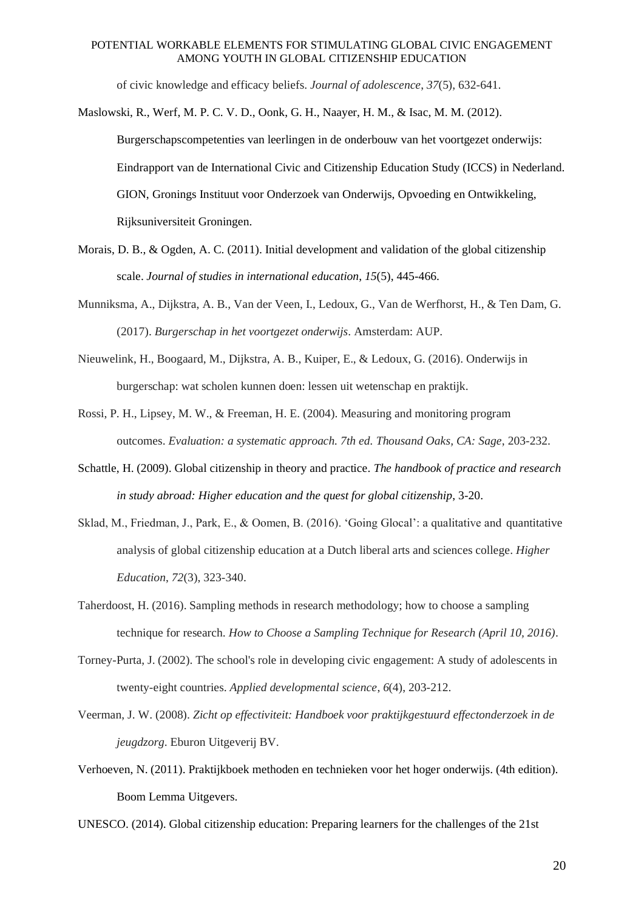of civic knowledge and efficacy beliefs. *Journal of adolescence*, *37*(5), 632-641.

Maslowski, R., Werf, M. P. C. V. D., Oonk, G. H., Naayer, H. M., & Isac, M. M. (2012). Burgerschapscompetenties van leerlingen in de onderbouw van het voortgezet onderwijs: Eindrapport van de International Civic and Citizenship Education Study (ICCS) in Nederland. GION, Gronings Instituut voor Onderzoek van Onderwijs, Opvoeding en Ontwikkeling, Rijksuniversiteit Groningen.

Morais, D. B., & Ogden, A. C. (2011). Initial development and validation of the global citizenship scale. *Journal of studies in international education*, *15*(5), 445-466.

Munniksma, A., Dijkstra, A. B., Van der Veen, I., Ledoux, G., Van de Werfhorst, H., & Ten Dam, G. (2017). *Burgerschap in het voortgezet onderwijs*. Amsterdam: AUP.

Nieuwelink, H., Boogaard, M., Dijkstra, A. B., Kuiper, E., & Ledoux, G. (2016). Onderwijs in burgerschap: wat scholen kunnen doen: lessen uit wetenschap en praktijk.

Rossi, P. H., Lipsey, M. W., & Freeman, H. E. (2004). Measuring and monitoring program outcomes. *Evaluation: a systematic approach. 7th ed. Thousand Oaks, CA: Sage*, 203-232.

Schattle, H. (2009). Global citizenship in theory and practice. *The handbook of practice and research in study abroad: Higher education and the quest for global citizenship*, 3-20.

Sklad, M., Friedman, J., Park, E., & Oomen, B. (2016). 'Going Glocal': a qualitative and quantitative analysis of global citizenship education at a Dutch liberal arts and sciences college. *Higher Education*, *72*(3), 323-340.

Taherdoost, H. (2016). Sampling methods in research methodology; how to choose a sampling technique for research. *How to Choose a Sampling Technique for Research (April 10, 2016)*.

Torney-Purta, J. (2002). The school's role in developing civic engagement: A study of adolescents in twenty-eight countries. *Applied developmental science*, *6*(4), 203-212.

Veerman, J. W. (2008). *Zicht op effectiviteit: Handboek voor praktijkgestuurd effectonderzoek in de jeugdzorg*. Eburon Uitgeverij BV.

Verhoeven, N. (2011). Praktijkboek methoden en technieken voor het hoger onderwijs. (4th edition). Boom Lemma Uitgevers.

UNESCO. (2014). Global citizenship education: Preparing learners for the challenges of the 21st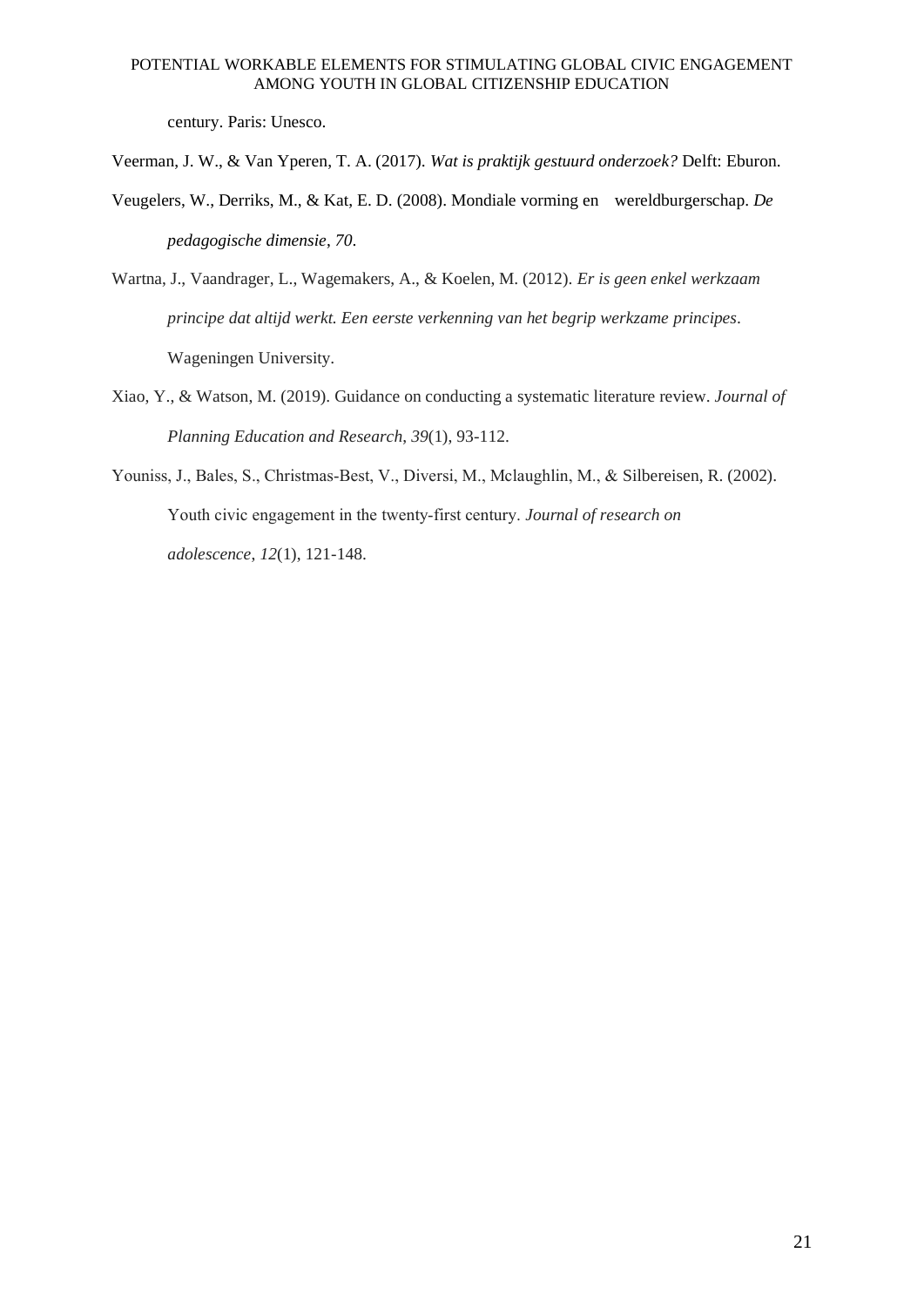century. Paris: Unesco.

Veerman, J. W., & Van Yperen, T. A. (2017). *Wat is praktijk gestuurd onderzoek?* Delft: Eburon.

Veugelers, W., Derriks, M., & Kat, E. D. (2008). Mondiale vorming en wereldburgerschap. *De pedagogische dimensie, 70*.

Wartna, J., Vaandrager, L., Wagemakers, A., & Koelen, M. (2012). *Er is geen enkel werkzaam principe dat altijd werkt. Een eerste verkenning van het begrip werkzame principes*. Wageningen University.

Xiao, Y., & Watson, M. (2019). Guidance on conducting a systematic literature review. *Journal of Planning Education and Research, 39*(1), 93-112.

Youniss, J., Bales, S., Christmas-Best, V., Diversi, M., Mclaughlin, M., & Silbereisen, R. (2002). Youth civic engagement in the twenty-first century. *Journal of research on adolescence, 12*(1), 121-148.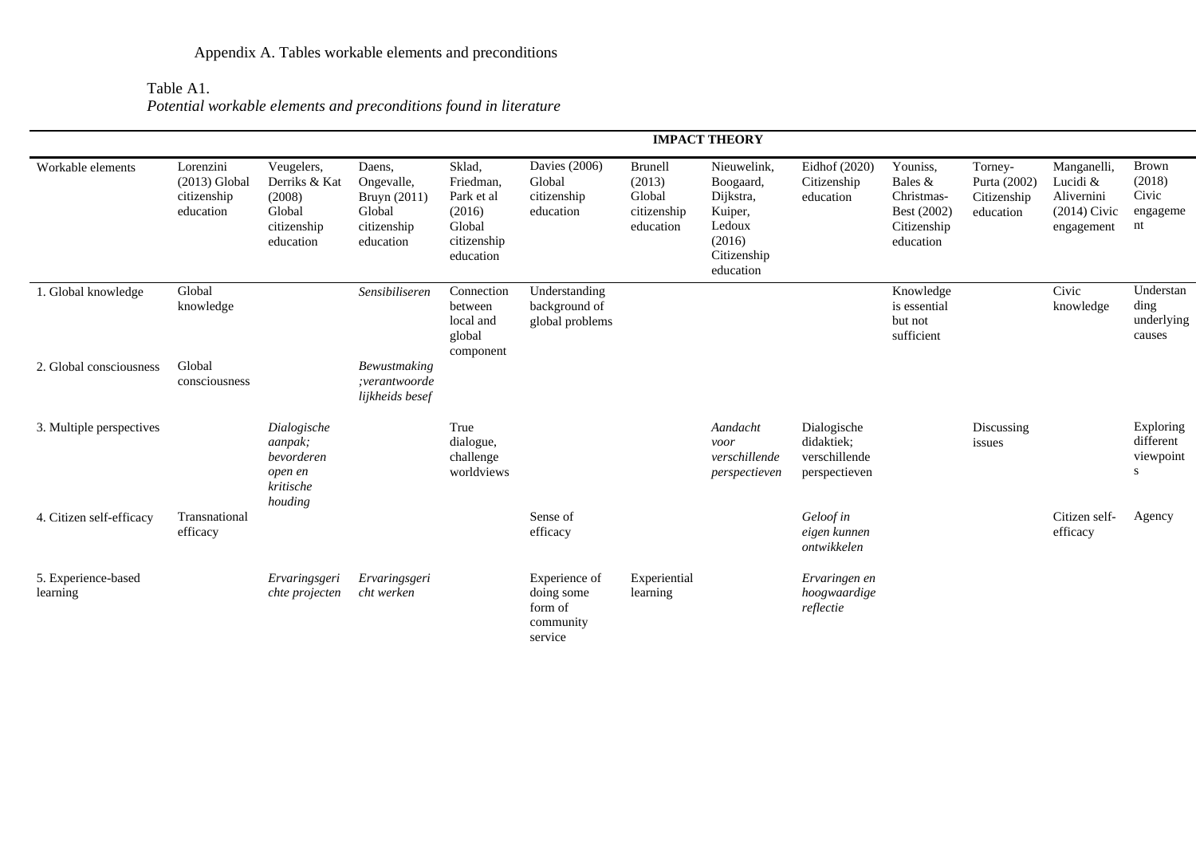Appendix A. Tables workable elements and preconditions

Table A1.
*Potential workable elements and preconditions found in literature*

| | IMPACT THEORY | | | | | | | | | | | |
|---|---|---|---|---|---|---|---|---|---|---|---|---|
| Workable elements | Lorenzini (2013) Global citizenship education | Veugelers, Derriks & Kat (2008) Global citizenship education | Daens, Ongevalle, Bruyn (2011) Global citizenship education | Sklad, Friedman, Park et al (2016) Global citizenship education | Davies (2006) Global citizenship education | Brunell (2013) Global citizenship education | Nieuwelink, Boogaard, Dijkstra, Kuiper, Ledoux (2016) Citizenship education | Eidhof (2020) Citizenship education | Youniss, Bales & Christmas-Best (2002) Citizenship education | Torney-Purta (2002) Citizenship education | Manganelli, Lucidi & Alivernini (2014) Civic engagement | Brown (2018) Civic engagement |
| 1. Global knowledge | Global knowledge | | *Sensibiliseren* | Connection between local and global component | Understanding background of global problems | | | | Knowledge is essential but not sufficient | | Civic knowledge | Understanding underlying causes |
| 2. Global consciousness | Global consciousness | | *Bewustmaking ;verantwoordelijkheids besef* | | | | | | | | | |
| 3. Multiple perspectives | | *Dialogische aanpak; bevorderen open en kritische houding* | | True dialogue, challenge worldviews | | | *Aandacht voor verschillende perspectieven* | Dialogische didaktiek; verschillende perspectieven | | Discussing issues | | Exploring different viewpoints |
| 4. Citizen self-efficacy | Transnational efficacy | | | | Sense of efficacy | | | *Geloof in eigen kunnen ontwikkelen* | | | Citizen self-efficacy | Agency |
| 5. Experience-based learning | | *Ervaringsgerichte projecten* | *Ervaringsgericht werken* | | Experience of doing some form of community service | Experiential learning | | *Ervaringen en hoogwaardige reflectie* | | | | |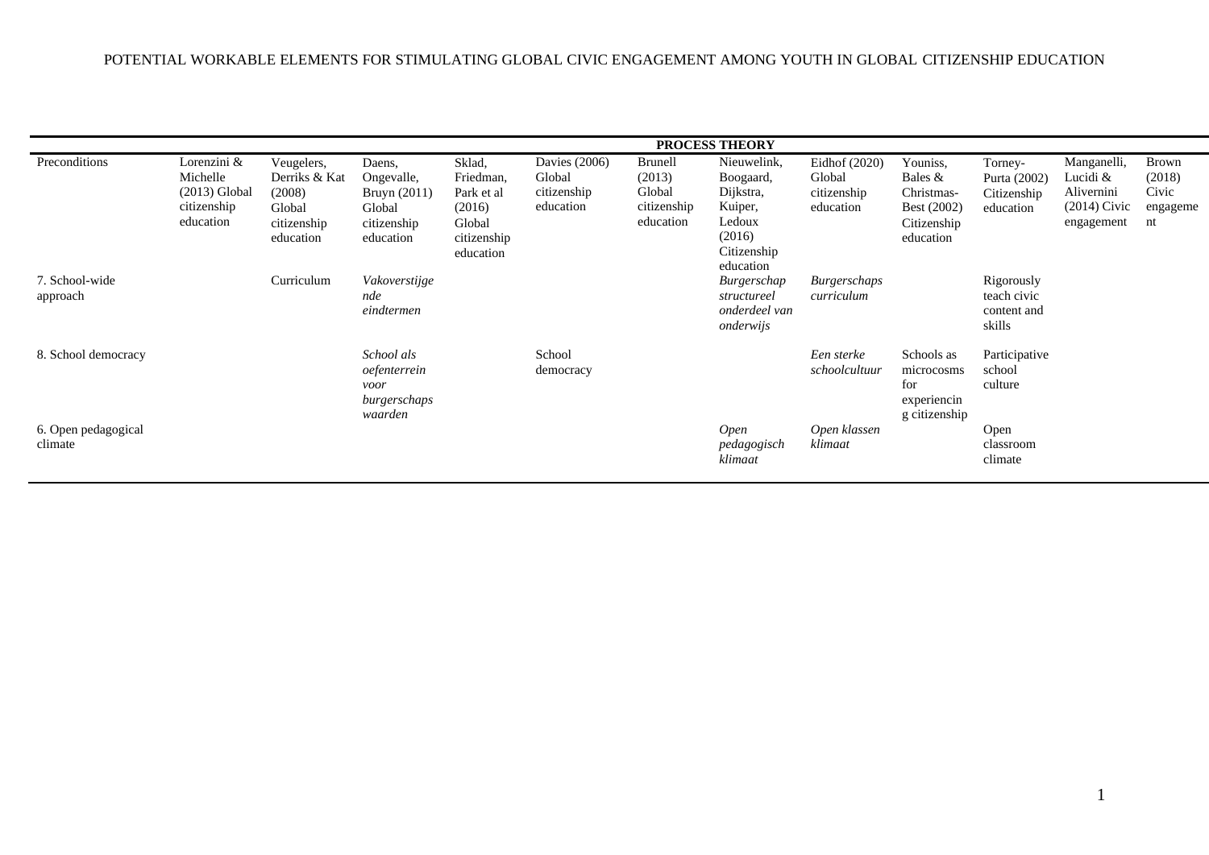| | | | | | | | PROCESS THEORY | | | | | |
|---|---|---|---|---|---|---|---|---|---|---|---|---|
| Preconditions | Lorenzini & Michelle (2013) Global citizenship education | Veugelers, Derriks & Kat (2008) Global citizenship education | Daens, Ongevalle, Bruyn (2011) Global citizenship education | Sklad, Friedman, Park et al (2016) Global citizenship education | Davies (2006) Global citizenship education | Brunell (2013) Global citizenship education | Nieuwelink, Boogaard, Dijkstra, Kuiper, Ledoux (2016) Citizenship education | Eidhof (2020) Global citizenship education | Youniss, Bales & Christmas-Best (2002) Citizenship education | Torney-Purta (2002) Citizenship education | Manganelli, Lucidi & Alivernini (2014) Civic engagement | Brown (2018) Civic engagement |
| 7. School-wide approach | | Curriculum | *Vakoverstijgende eindtermen* | | | | *Burgerschap structureel onderdeel van onderwijs* | *Burgerschaps curriculum* | | Rigorously teach civic content and skills | | |
| 8. School democracy | | | *School als oefenterrein voor burgerschaps waarden* | | School democracy | | | *Een sterke schoolcultuur* | Schools as microcosms for experiencing citizenship | Participative school culture | | |
| 6. Open pedagogical climate | | | | | | | *Open pedagogisch klimaat* | *Open klassen klimaat* | | Open classroom climate | | |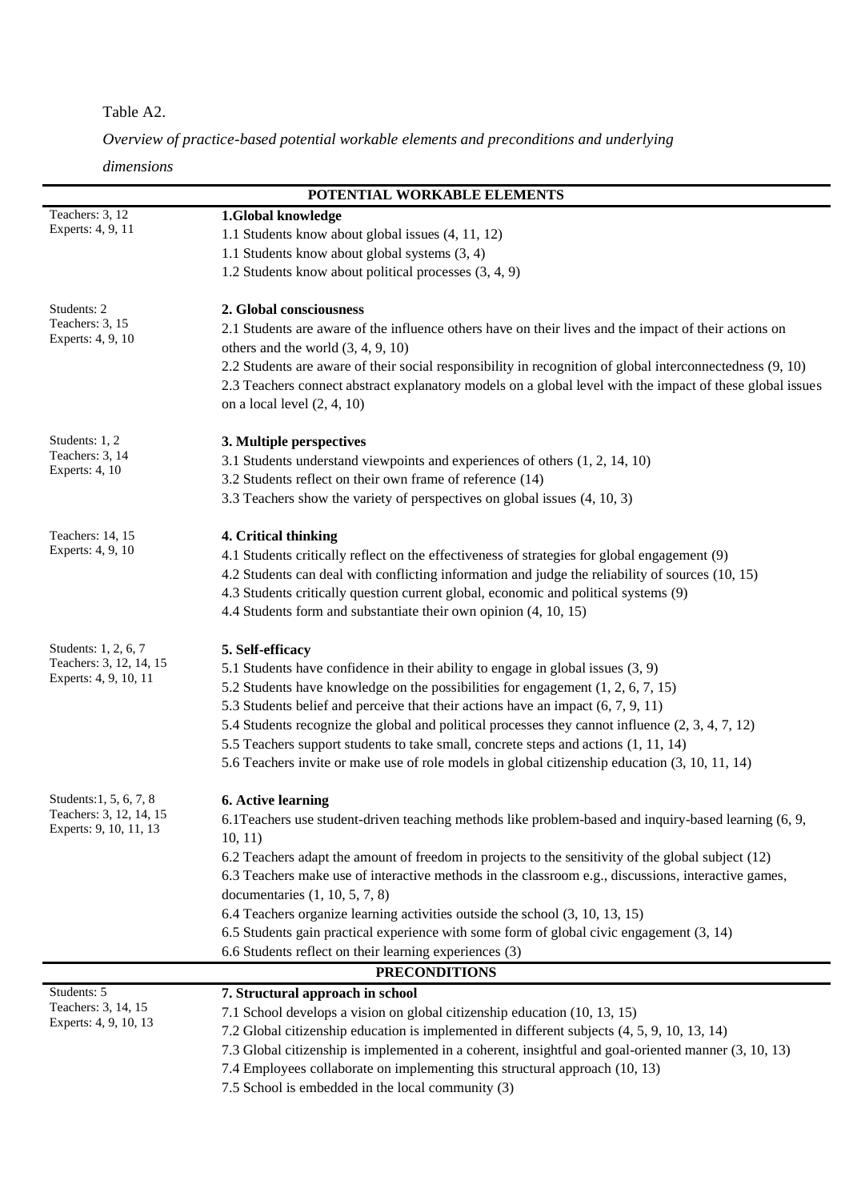Table A2.

*Overview of practice-based potential workable elements and preconditions and underlying dimensions*

| | |
|---|---|
| **POTENTIAL WORKABLE ELEMENTS** | |
| Teachers: 3, 12<br>Experts: 4, 9, 11 | **1.Global knowledge**<br>1.1 Students know about global issues (4, 11, 12)<br>1.1 Students know about global systems (3, 4)<br>1.2 Students know about political processes (3, 4, 9) |
| Students: 2<br>Teachers: 3, 15<br>Experts: 4, 9, 10 | **2. Global consciousness**<br>2.1 Students are aware of the influence others have on their lives and the impact of their actions on others and the world (3, 4, 9, 10)<br>2.2 Students are aware of their social responsibility in recognition of global interconnectedness (9, 10)<br>2.3 Teachers connect abstract explanatory models on a global level with the impact of these global issues on a local level (2, 4, 10) |
| Students: 1, 2<br>Teachers: 3, 14<br>Experts: 4, 10 | **3. Multiple perspectives**<br>3.1 Students understand viewpoints and experiences of others (1, 2, 14, 10)<br>3.2 Students reflect on their own frame of reference (14)<br>3.3 Teachers show the variety of perspectives on global issues (4, 10, 3) |
| Teachers: 14, 15<br>Experts: 4, 9, 10 | **4. Critical thinking**<br>4.1 Students critically reflect on the effectiveness of strategies for global engagement (9)<br>4.2 Students can deal with conflicting information and judge the reliability of sources (10, 15)<br>4.3 Students critically question current global, economic and political systems (9)<br>4.4 Students form and substantiate their own opinion (4, 10, 15) |
| Students: 1, 2, 6, 7<br>Teachers: 3, 12, 14, 15<br>Experts: 4, 9, 10, 11 | **5. Self-efficacy**<br>5.1 Students have confidence in their ability to engage in global issues (3, 9)<br>5.2 Students have knowledge on the possibilities for engagement (1, 2, 6, 7, 15)<br>5.3 Students belief and perceive that their actions have an impact (6, 7, 9, 11)<br>5.4 Students recognize the global and political processes they cannot influence (2, 3, 4, 7, 12)<br>5.5 Teachers support students to take small, concrete steps and actions (1, 11, 14)<br>5.6 Teachers invite or make use of role models in global citizenship education (3, 10, 11, 14) |
| Students:1, 5, 6, 7, 8<br>Teachers: 3, 12, 14, 15<br>Experts: 9, 10, 11, 13 | **6. Active learning**<br>6.1Teachers use student-driven teaching methods like problem-based and inquiry-based learning (6, 9, 10, 11)<br>6.2 Teachers adapt the amount of freedom in projects to the sensitivity of the global subject (12)<br>6.3 Teachers make use of interactive methods in the classroom e.g., discussions, interactive games, documentaries (1, 10, 5, 7, 8)<br>6.4 Teachers organize learning activities outside the school (3, 10, 13, 15)<br>6.5 Students gain practical experience with some form of global civic engagement (3, 14)<br>6.6 Students reflect on their learning experiences (3) |
| **PRECONDITIONS** | |
| Students: 5<br>Teachers: 3, 14, 15<br>Experts: 4, 9, 10, 13 | **7. Structural approach in school**<br>7.1 School develops a vision on global citizenship education (10, 13, 15)<br>7.2 Global citizenship education is implemented in different subjects (4, 5, 9, 10, 13, 14)<br>7.3 Global citizenship is implemented in a coherent, insightful and goal-oriented manner (3, 10, 13)<br>7.4 Employees collaborate on implementing this structural approach (10, 13)<br>7.5 School is embedded in the local community (3) |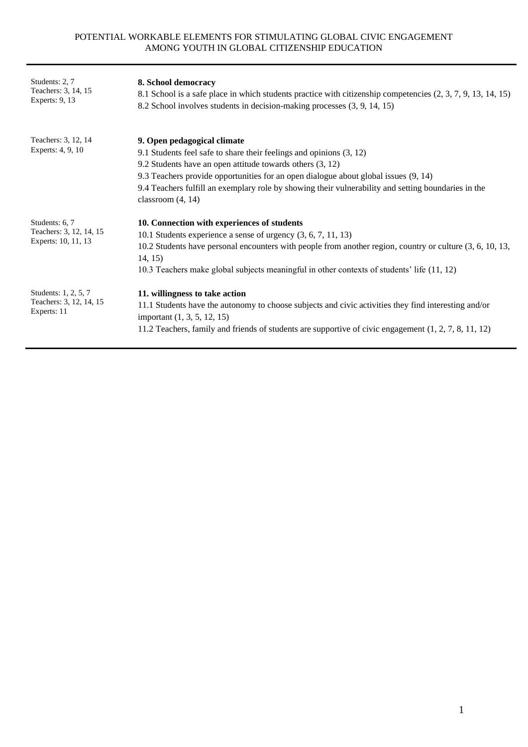| | |
|---|---|
| Students: 2, 7<br>Teachers: 3, 14, 15<br>Experts: 9, 13 | **8. School democracy**<br>8.1 School is a safe place in which students practice with citizenship competencies (2, 3, 7, 9, 13, 14, 15)<br>8.2 School involves students in decision-making processes (3, 9, 14, 15) |
| Teachers: 3, 12, 14<br>Experts: 4, 9, 10 | **9. Open pedagogical climate**<br>9.1 Students feel safe to share their feelings and opinions (3, 12)<br>9.2 Students have an open attitude towards others (3, 12)<br>9.3 Teachers provide opportunities for an open dialogue about global issues (9, 14)<br>9.4 Teachers fulfill an exemplary role by showing their vulnerability and setting boundaries in the classroom (4, 14) |
| Students: 6, 7<br>Teachers: 3, 12, 14, 15<br>Experts: 10, 11, 13 | **10. Connection with experiences of students**<br>10.1 Students experience a sense of urgency (3, 6, 7, 11, 13)<br>10.2 Students have personal encounters with people from another region, country or culture (3, 6, 10, 13, 14, 15)<br>10.3 Teachers make global subjects meaningful in other contexts of students' life (11, 12) |
| Students: 1, 2, 5, 7<br>Teachers: 3, 12, 14, 15<br>Experts: 11 | **11. willingness to take action**<br>11.1 Students have the autonomy to choose subjects and civic activities they find interesting and/or important (1, 3, 5, 12, 15)<br>11.2 Teachers, family and friends of students are supportive of civic engagement (1, 2, 7, 8, 11, 12) |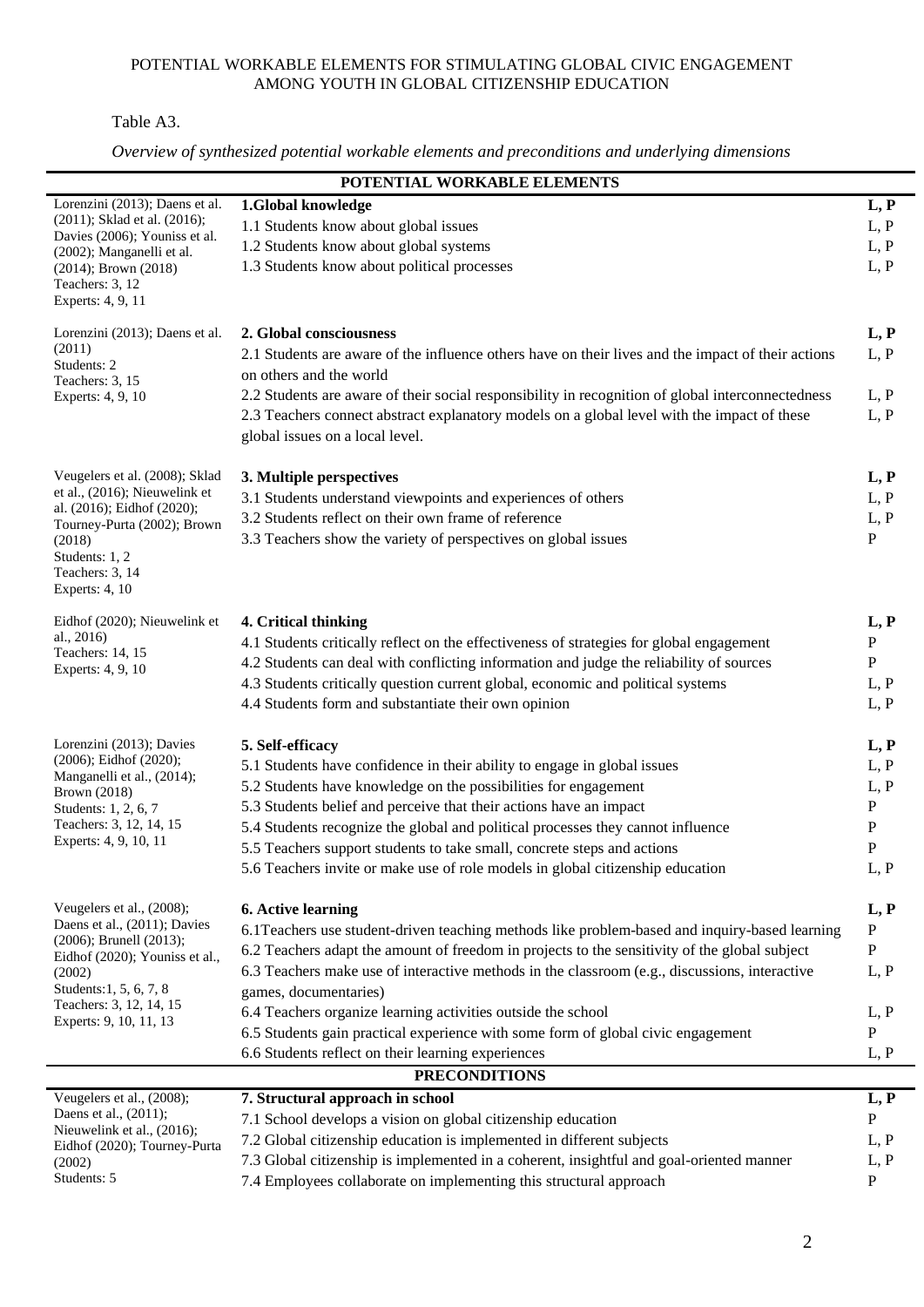Table A3.

*Overview of synthesized potential workable elements and preconditions and underlying dimensions*

| | **POTENTIAL WORKABLE ELEMENTS** | |
|---|---|---|
| Lorenzini (2013); Daens et al. (2011); Sklad et al. (2016); Davies (2006); Youniss et al. (2002); Manganelli et al. (2014); Brown (2018)<br>Teachers: 3, 12<br>Experts: 4, 9, 11 | **1.Global knowledge** | **L, P** |
| | 1.1 Students know about global issues | L, P |
| | 1.2 Students know about global systems | L, P |
| | 1.3 Students know about political processes | L, P |
| Lorenzini (2013); Daens et al. (2011)<br>Students: 2<br>Teachers: 3, 15<br>Experts: 4, 9, 10 | **2. Global consciousness** | **L, P** |
| | 2.1 Students are aware of the influence others have on their lives and the impact of their actions on others and the world | L, P |
| | 2.2 Students are aware of their social responsibility in recognition of global interconnectedness | L, P |
| | 2.3 Teachers connect abstract explanatory models on a global level with the impact of these global issues on a local level. | L, P |
| Veugelers et al. (2008); Sklad et al., (2016); Nieuwelink et al. (2016); Eidhof (2020); Tourney-Purta (2002); Brown (2018)<br>Students: 1, 2<br>Teachers: 3, 14<br>Experts: 4, 10 | **3. Multiple perspectives** | **L, P** |
| | 3.1 Students understand viewpoints and experiences of others | L, P |
| | 3.2 Students reflect on their own frame of reference | L, P |
| | 3.3 Teachers show the variety of perspectives on global issues | P |
| Eidhof (2020); Nieuwelink et al., 2016)<br>Teachers: 14, 15<br>Experts: 4, 9, 10 | **4. Critical thinking** | **L, P** |
| | 4.1 Students critically reflect on the effectiveness of strategies for global engagement | P |
| | 4.2 Students can deal with conflicting information and judge the reliability of sources | P |
| | 4.3 Students critically question current global, economic and political systems | L, P |
| | 4.4 Students form and substantiate their own opinion | L, P |
| Lorenzini (2013); Davies (2006); Eidhof (2020); Manganelli et al., (2014); Brown (2018)<br>Students: 1, 2, 6, 7<br>Teachers: 3, 12, 14, 15<br>Experts: 4, 9, 10, 11 | **5. Self-efficacy** | **L, P** |
| | 5.1 Students have confidence in their ability to engage in global issues | L, P |
| | 5.2 Students have knowledge on the possibilities for engagement | L, P |
| | 5.3 Students belief and perceive that their actions have an impact | P |
| | 5.4 Students recognize the global and political processes they cannot influence | P |
| | 5.5 Teachers support students to take small, concrete steps and actions | P |
| | 5.6 Teachers invite or make use of role models in global citizenship education | L, P |
| Veugelers et al., (2008); Daens et al., (2011); Davies (2006); Brunell (2013); Eidhof (2020); Youniss et al., (2002)<br>Students:1, 5, 6, 7, 8<br>Teachers: 3, 12, 14, 15<br>Experts: 9, 10, 11, 13 | **6. Active learning** | **L, P** |
| | 6.1Teachers use student-driven teaching methods like problem-based and inquiry-based learning | P |
| | 6.2 Teachers adapt the amount of freedom in projects to the sensitivity of the global subject | P |
| | 6.3 Teachers make use of interactive methods in the classroom (e.g., discussions, interactive games, documentaries) | L, P |
| | 6.4 Teachers organize learning activities outside the school | L, P |
| | 6.5 Students gain practical experience with some form of global civic engagement | P |
| | 6.6 Students reflect on their learning experiences | L, P |
| | **PRECONDITIONS** | |
| Veugelers et al., (2008); Daens et al., (2011); Nieuwelink et al., (2016); Eidhof (2020); Tourney-Purta (2002)<br>Students: 5 | **7. Structural approach in school** | **L, P** |
| | 7.1 School develops a vision on global citizenship education | P |
| | 7.2 Global citizenship education is implemented in different subjects | L, P |
| | 7.3 Global citizenship is implemented in a coherent, insightful and goal-oriented manner | L, P |
| | 7.4 Employees collaborate on implementing this structural approach | P |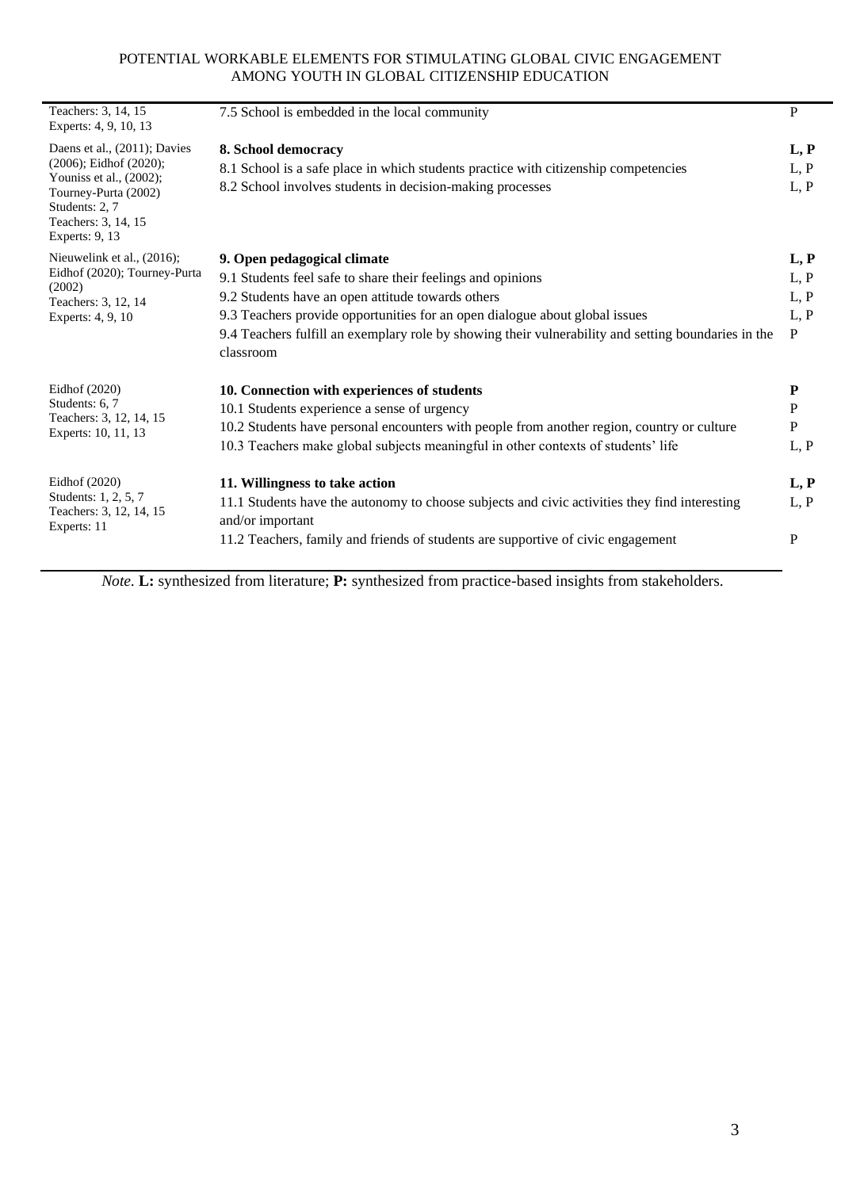| | | |
|---|---|---|
| Teachers: 3, 14, 15<br>Experts: 4, 9, 10, 13 | 7.5 School is embedded in the local community | P |
| Daens et al., (2011); Davies (2006); Eidhof (2020); Youniss et al., (2002); Tourney-Purta (2002)<br>Students: 2, 7<br>Teachers: 3, 14, 15<br>Experts: 9, 13 | **8. School democracy** | **L, P** |
| | 8.1 School is a safe place in which students practice with citizenship competencies | L, P |
| | 8.2 School involves students in decision-making processes | L, P |
| Nieuwelink et al., (2016); Eidhof (2020); Tourney-Purta (2002)<br>Teachers: 3, 12, 14<br>Experts: 4, 9, 10 | **9. Open pedagogical climate** | **L, P** |
| | 9.1 Students feel safe to share their feelings and opinions | L, P |
| | 9.2 Students have an open attitude towards others | L, P |
| | 9.3 Teachers provide opportunities for an open dialogue about global issues | L, P |
| | 9.4 Teachers fulfill an exemplary role by showing their vulnerability and setting boundaries in the classroom | P |
| Eidhof (2020)<br>Students: 6, 7<br>Teachers: 3, 12, 14, 15<br>Experts: 10, 11, 13 | **10. Connection with experiences of students** | **P** |
| | 10.1 Students experience a sense of urgency | P |
| | 10.2 Students have personal encounters with people from another region, country or culture | P |
| | 10.3 Teachers make global subjects meaningful in other contexts of students' life | L, P |
| Eidhof (2020)<br>Students: 1, 2, 5, 7<br>Teachers: 3, 12, 14, 15<br>Experts: 11 | **11. Willingness to take action** | **L, P** |
| | 11.1 Students have the autonomy to choose subjects and civic activities they find interesting and/or important | L, P |
| | 11.2 Teachers, family and friends of students are supportive of civic engagement | P |

*Note*. **L:** synthesized from literature; **P:** synthesized from practice-based insights from stakeholders.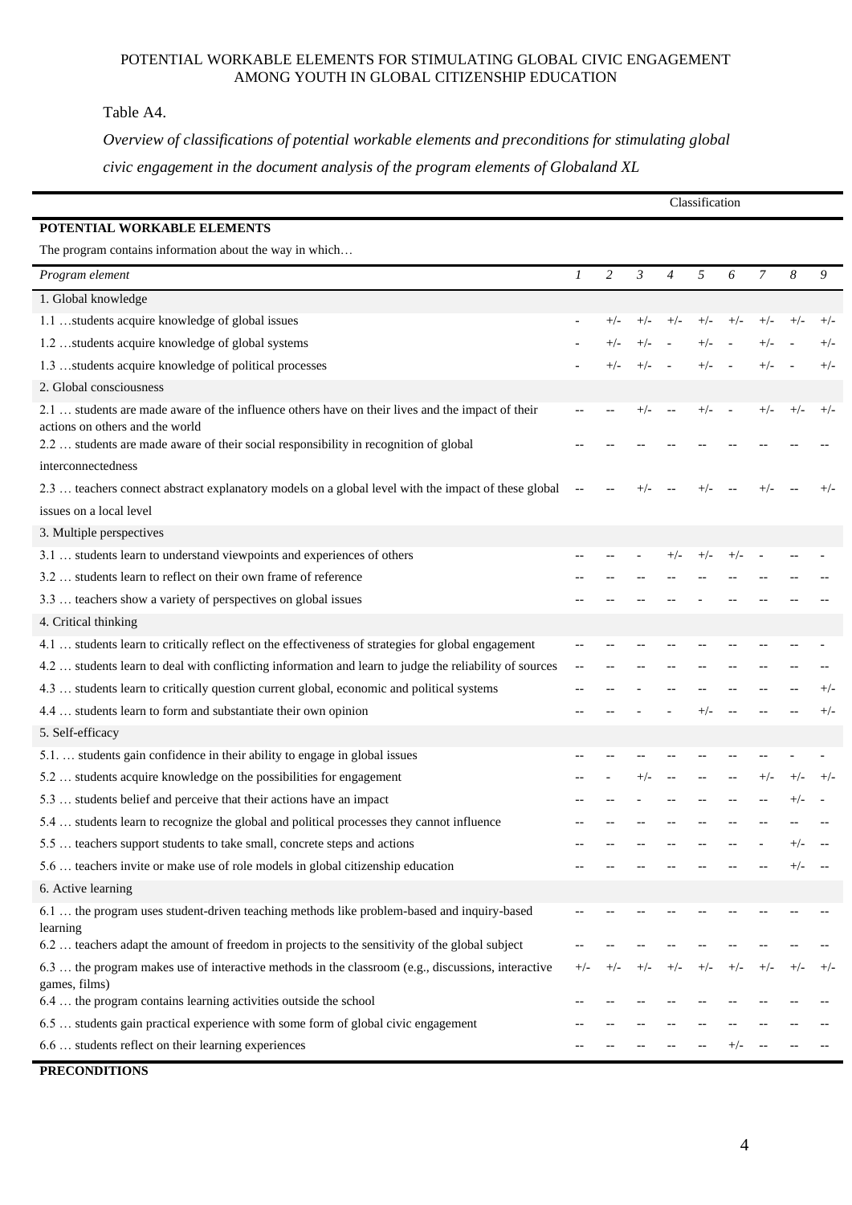Table A4.

*Overview of classifications of potential workable elements and preconditions for stimulating global civic engagement in the document analysis of the program elements of Globaland XL*

| | Classification | | | | | | | | |
|---|---|---|---|---|---|---|---|---|---|
| **POTENTIAL WORKABLE ELEMENTS** | | | | | | | | | |
| The program contains information about the way in which… | | | | | | | | | |
| *Program element* | *1* | *2* | *3* | *4* | *5* | *6* | *7* | *8* | *9* |
| 1. Global knowledge | | | | | | | | | |
| 1.1 …students acquire knowledge of global issues | - | +/- | +/- | +/- | +/- | +/- | +/- | +/- | +/- |
| 1.2 …students acquire knowledge of global systems | - | +/- | +/- | - | +/- | - | +/- | - | +/- |
| 1.3 …students acquire knowledge of political processes | - | +/- | +/- | - | +/- | - | +/- | - | +/- |
| 2. Global consciousness | | | | | | | | | |
| 2.1 … students are made aware of the influence others have on their lives and the impact of their actions on others and the world | -- | -- | +/- | -- | +/- | - | +/- | +/- | +/- |
| 2.2 … students are made aware of their social responsibility in recognition of global interconnectedness | -- | -- | -- | -- | -- | -- | -- | -- | -- |
| 2.3 … teachers connect abstract explanatory models on a global level with the impact of these global issues on a local level | -- | -- | +/- | -- | +/- | -- | +/- | -- | +/- |
| 3. Multiple perspectives | | | | | | | | | |
| 3.1 … students learn to understand viewpoints and experiences of others | -- | -- | - | +/- | +/- | +/- | - | -- | - |
| 3.2 … students learn to reflect on their own frame of reference | -- | -- | -- | -- | -- | -- | -- | -- | -- |
| 3.3 … teachers show a variety of perspectives on global issues | -- | -- | -- | -- | - | -- | -- | -- | -- |
| 4. Critical thinking | | | | | | | | | |
| 4.1 … students learn to critically reflect on the effectiveness of strategies for global engagement | -- | -- | -- | -- | -- | -- | -- | -- | - |
| 4.2 … students learn to deal with conflicting information and learn to judge the reliability of sources | -- | -- | -- | -- | -- | -- | -- | -- | -- |
| 4.3 … students learn to critically question current global, economic and political systems | -- | -- | - | -- | -- | -- | -- | -- | +/- |
| 4.4 … students learn to form and substantiate their own opinion | -- | -- | - | - | +/- | -- | -- | -- | +/- |
| 5. Self-efficacy | | | | | | | | | |
| 5.1. … students gain confidence in their ability to engage in global issues | -- | -- | -- | -- | -- | -- | -- | - | - |
| 5.2 … students acquire knowledge on the possibilities for engagement | -- | - | +/- | -- | -- | -- | +/- | +/- | +/- |
| 5.3 … students belief and perceive that their actions have an impact | -- | -- | - | -- | -- | -- | -- | +/- | - |
| 5.4 … students learn to recognize the global and political processes they cannot influence | -- | -- | -- | -- | -- | -- | -- | -- | -- |
| 5.5 … teachers support students to take small, concrete steps and actions | -- | -- | -- | -- | -- | -- | - | +/- | -- |
| 5.6 … teachers invite or make use of role models in global citizenship education | -- | -- | -- | -- | -- | -- | -- | +/- | -- |
| 6. Active learning | | | | | | | | | |
| 6.1 … the program uses student-driven teaching methods like problem-based and inquiry-based learning | -- | -- | -- | -- | -- | -- | -- | -- | -- |
| 6.2 … teachers adapt the amount of freedom in projects to the sensitivity of the global subject | -- | -- | -- | -- | -- | -- | -- | -- | -- |
| 6.3 … the program makes use of interactive methods in the classroom (e.g., discussions, interactive games, films) | +/- | +/- | +/- | +/- | +/- | +/- | +/- | +/- | +/- |
| 6.4 … the program contains learning activities outside the school | -- | -- | -- | -- | -- | -- | -- | -- | -- |
| 6.5 … students gain practical experience with some form of global civic engagement | -- | -- | -- | -- | -- | -- | -- | -- | -- |
| 6.6 … students reflect on their learning experiences | -- | -- | -- | -- | -- | +/- | -- | -- | -- |

**PRECONDITIONS**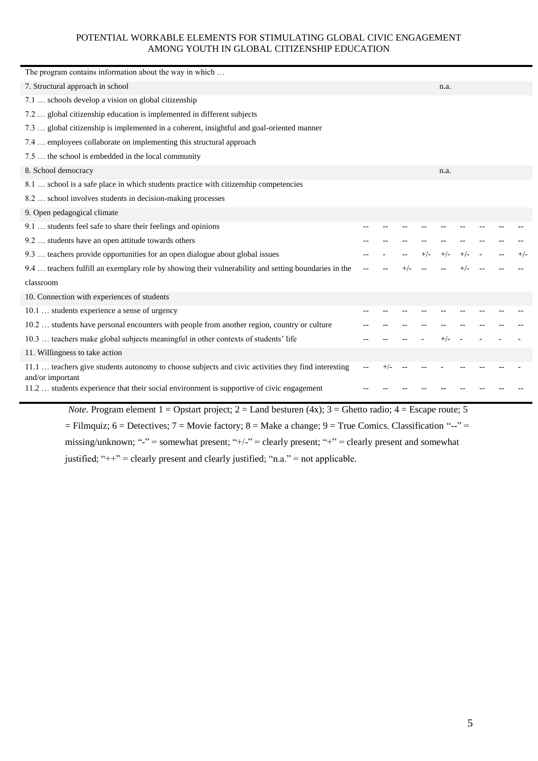| The program contains information about the way in which … | 1 | 2 | 3 | 4 | 5 | 6 | 7 | 8 | 9 |
|---|---|---|---|---|---|---|---|---|---|
| 7. Structural approach in school | | | | | n.a. | | | | |
| 7.1 … schools develop a vision on global citizenship | | | | | | | | | |
| 7.2 … global citizenship education is implemented in different subjects | | | | | | | | | |
| 7.3 … global citizenship is implemented in a coherent, insightful and goal-oriented manner | | | | | | | | | |
| 7.4 … employees collaborate on implementing this structural approach | | | | | | | | | |
| 7.5 … the school is embedded in the local community | | | | | | | | | |
| 8. School democracy | | | | | n.a. | | | | |
| 8.1 … school is a safe place in which students practice with citizenship competencies | | | | | | | | | |
| 8.2 … school involves students in decision-making processes | | | | | | | | | |
| 9. Open pedagogical climate | | | | | | | | | |
| 9.1 … students feel safe to share their feelings and opinions | -- | -- | -- | -- | -- | -- | -- | -- | -- |
| 9.2 … students have an open attitude towards others | -- | -- | -- | -- | -- | -- | -- | -- | -- |
| 9.3 … teachers provide opportunities for an open dialogue about global issues | -- | - | -- | +/- | +/- | +/- | - | -- | +/- |
| 9.4 … teachers fulfill an exemplary role by showing their vulnerability and setting boundaries in the classroom | -- | -- | +/- | -- | -- | +/- | -- | -- | -- |
| 10. Connection with experiences of students | | | | | | | | | |
| 10.1 … students experience a sense of urgency | -- | -- | -- | -- | -- | -- | -- | -- | -- |
| 10.2 … students have personal encounters with people from another region, country or culture | -- | -- | -- | -- | -- | -- | -- | -- | -- |
| 10.3 … teachers make global subjects meaningful in other contexts of students' life | -- | -- | -- | - | +/- | - | - | - | - |
| 11. Willingness to take action | | | | | | | | | |
| 11.1 … teachers give students autonomy to choose subjects and civic activities they find interesting and/or important | -- | +/- | -- | -- | - | -- | -- | -- | - |
| 11.2 … students experience that their social environment is supportive of civic engagement | -- | -- | -- | -- | -- | -- | -- | -- | -- |

*Note.* Program element 1 = Opstart project; 2 = Land besturen (4x); 3 = Ghetto radio; 4 = Escape route; 5 = Filmquiz; 6 = Detectives; 7 = Movie factory; 8 = Make a change; 9 = True Comics. Classification "--" = missing/unknown; "-" = somewhat present; "+/-" = clearly present; "+" = clearly present and somewhat justified; "++" = clearly present and clearly justified; "n.a." = not applicable.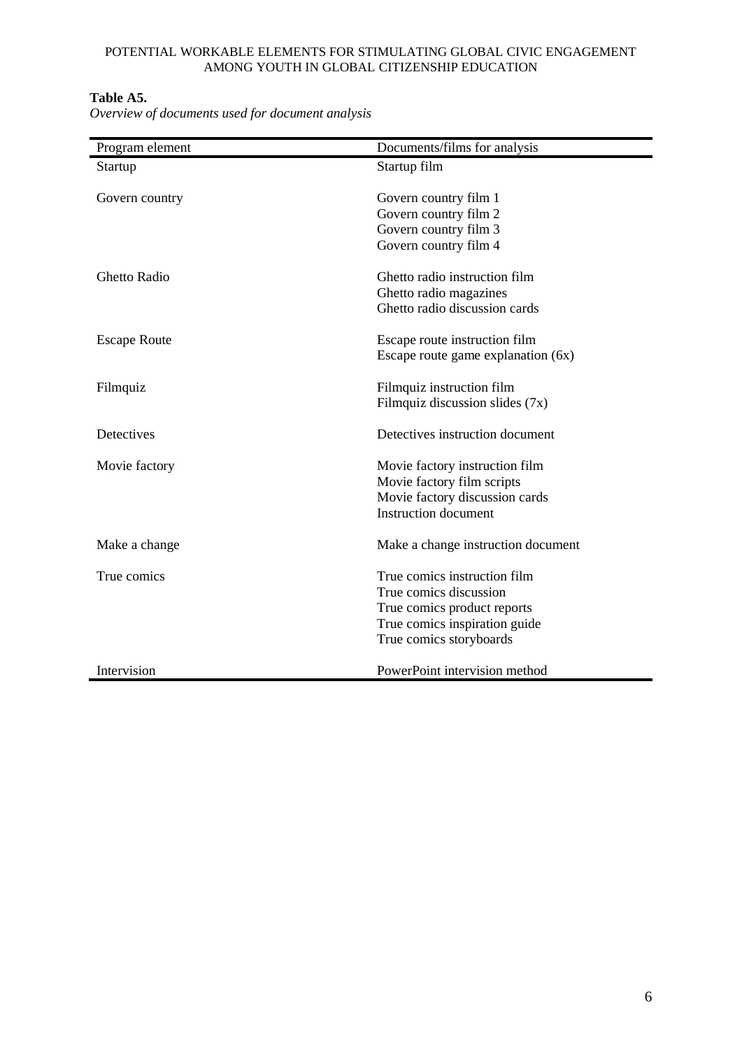**Table A5.**

*Overview of documents used for document analysis*

| Program element | Documents/films for analysis |
|---|---|
| Startup | Startup film |
| Govern country | Govern country film 1<br>Govern country film 2<br>Govern country film 3<br>Govern country film 4 |
| Ghetto Radio | Ghetto radio instruction film<br>Ghetto radio magazines<br>Ghetto radio discussion cards |
| Escape Route | Escape route instruction film<br>Escape route game explanation (6x) |
| Filmquiz | Filmquiz instruction film<br>Filmquiz discussion slides (7x) |
| Detectives | Detectives instruction document |
| Movie factory | Movie factory instruction film<br>Movie factory film scripts<br>Movie factory discussion cards<br>Instruction document |
| Make a change | Make a change instruction document |
| True comics | True comics instruction film<br>True comics discussion<br>True comics product reports<br>True comics inspiration guide<br>True comics storyboards |
| Intervision | PowerPoint intervision method |